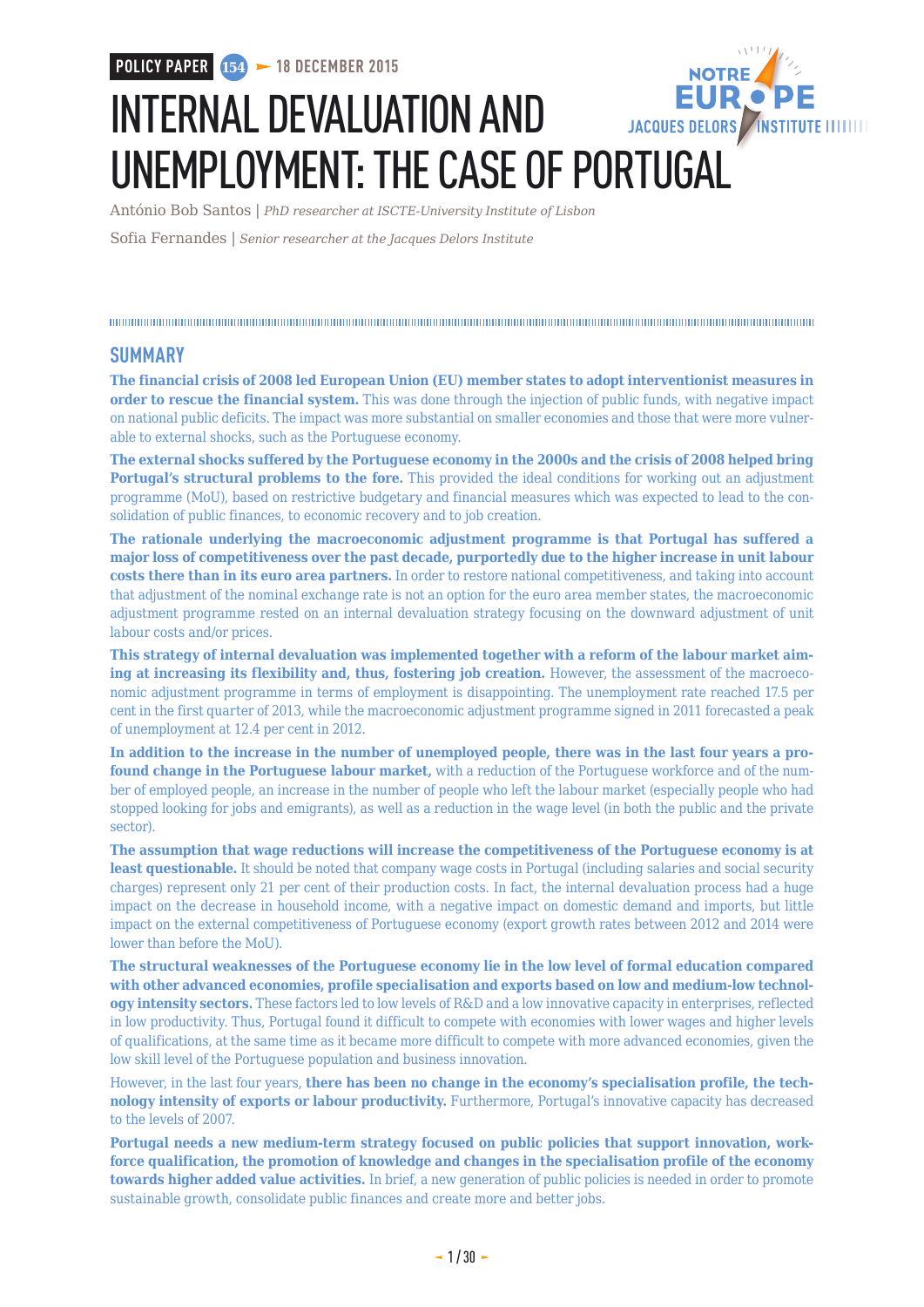POLICY PAPER 154 — 18 DECEMBER 2015

# INTERNAL DEVALUATION AND UNEMPLOYMENT: THE CASE OF PORTUGAL

António Bob Santos | *PhD researcher at ISCTE-University Institute of Lisbon*

Sofia Fernandes | *Senior researcher at the Jacques Delors Institute*

## SUMMARY

**The financial crisis of 2008 led European Union (EU) member states to adopt interventionist measures in order to rescue the financial system.** This was done through the injection of public funds, with negative impact on national public deficits. The impact was more substantial on smaller economies and those that were more vulnerable to external shocks, such as the Portuguese economy.

**The external shocks suffered by the Portuguese economy in the 2000s and the crisis of 2008 helped bring Portugal's structural problems to the fore.** This provided the ideal conditions for working out an adjustment programme (MoU), based on restrictive budgetary and financial measures which was expected to lead to the consolidation of public finances, to economic recovery and to job creation.

**The rationale underlying the macroeconomic adjustment programme is that Portugal has suffered a major loss of competitiveness over the past decade, purportedly due to the higher increase in unit labour costs there than in its euro area partners.** In order to restore national competitiveness, and taking into account that adjustment of the nominal exchange rate is not an option for the euro area member states, the macroeconomic adjustment programme rested on an internal devaluation strategy focusing on the downward adjustment of unit labour costs and/or prices.

**This strategy of internal devaluation was implemented together with a reform of the labour market aiming at increasing its flexibility and, thus, fostering job creation.** However, the assessment of the macroeconomic adjustment programme in terms of employment is disappointing. The unemployment rate reached 17.5 per cent in the first quarter of 2013, while the macroeconomic adjustment programme signed in 2011 forecasted a peak of unemployment at 12.4 per cent in 2012.

**In addition to the increase in the number of unemployed people, there was in the last four years a profound change in the Portuguese labour market,** with a reduction of the Portuguese workforce and of the number of employed people, an increase in the number of people who left the labour market (especially people who had stopped looking for jobs and emigrants), as well as a reduction in the wage level (in both the public and the private sector).

**The assumption that wage reductions will increase the competitiveness of the Portuguese economy is at least questionable.** It should be noted that company wage costs in Portugal (including salaries and social security charges) represent only 21 per cent of their production costs. In fact, the internal devaluation process had a huge impact on the decrease in household income, with a negative impact on domestic demand and imports, but little impact on the external competitiveness of Portuguese economy (export growth rates between 2012 and 2014 were lower than before the MoU).

**The structural weaknesses of the Portuguese economy lie in the low level of formal education compared with other advanced economies, profile specialisation and exports based on low and medium-low technology intensity sectors.** These factors led to low levels of R&D and a low innovative capacity in enterprises, reflected in low productivity. Thus, Portugal found it difficult to compete with economies with lower wages and higher levels of qualifications, at the same time as it became more difficult to compete with more advanced economies, given the low skill level of the Portuguese population and business innovation.

However, in the last four years, **there has been no change in the economy's specialisation profile, the technology intensity of exports or labour productivity.** Furthermore, Portugal's innovative capacity has decreased to the levels of 2007.

**Portugal needs a new medium-term strategy focused on public policies that support innovation, workforce qualification, the promotion of knowledge and changes in the specialisation profile of the economy towards higher added value activities.** In brief, a new generation of public policies is needed in order to promote sustainable growth, consolidate public finances and create more and better jobs.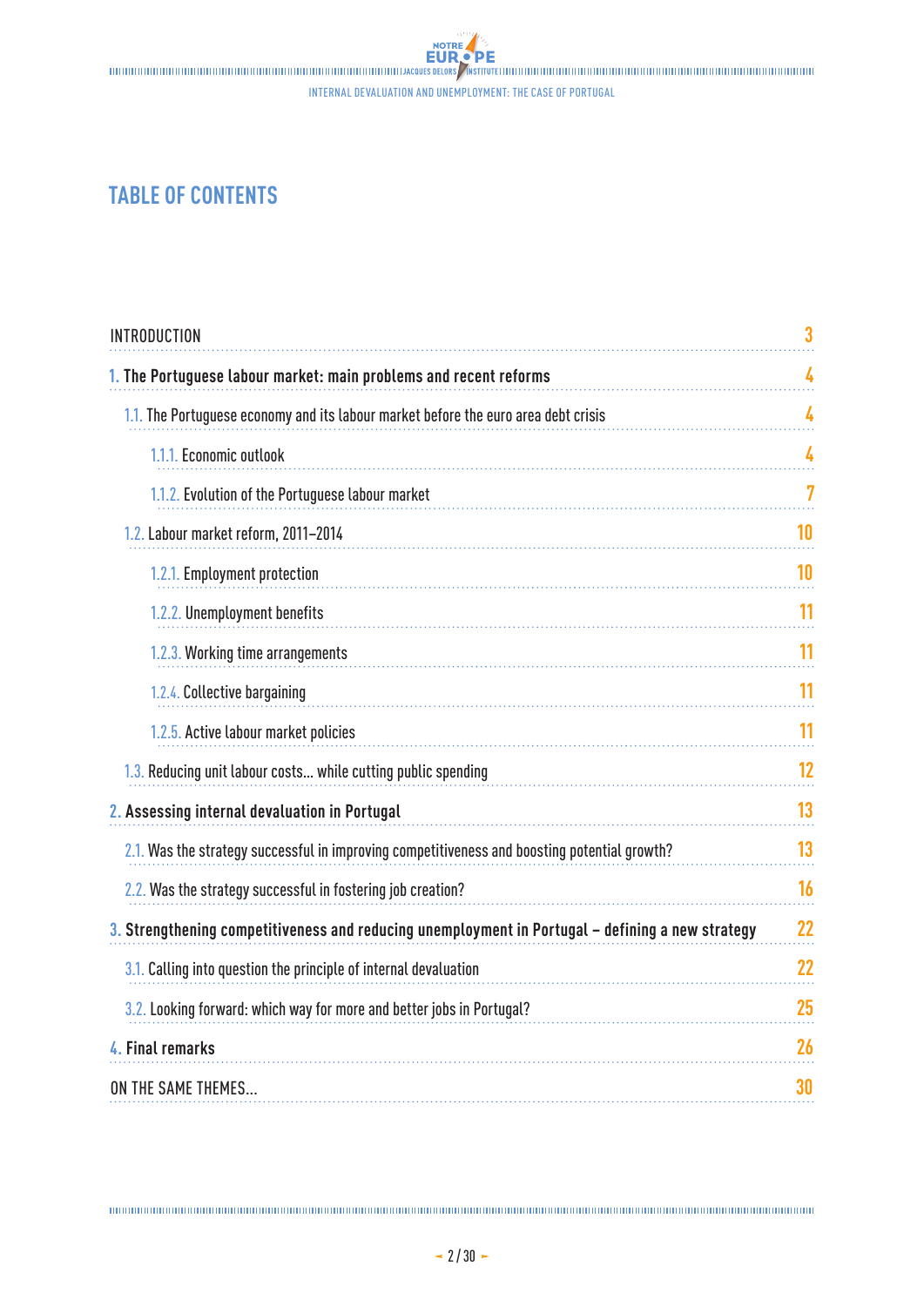# TABLE OF CONTENTS

INTRODUCTION 3

**1. The Portuguese labour market: main problems and recent reforms** 4

- 1.1. The Portuguese economy and its labour market before the euro area debt crisis 4
  - 1.1.1. Economic outlook 4
  - 1.1.2. Evolution of the Portuguese labour market 7
- 1.2. Labour market reform, 2011–2014 10
  - 1.2.1. Employment protection 10
  - 1.2.2. Unemployment benefits 11
  - 1.2.3. Working time arrangements 11
  - 1.2.4. Collective bargaining 11
  - 1.2.5. Active labour market policies 11
- 1.3. Reducing unit labour costs... while cutting public spending 12

**2. Assessing internal devaluation in Portugal** 13

- 2.1. Was the strategy successful in improving competitiveness and boosting potential growth? 13
- 2.2. Was the strategy successful in fostering job creation? 16

**3. Strengthening competitiveness and reducing unemployment in Portugal – defining a new strategy** 22

- 3.1. Calling into question the principle of internal devaluation 22
- 3.2. Looking forward: which way for more and better jobs in Portugal? 25

**4. Final remarks** 26

ON THE SAME THEMES... 30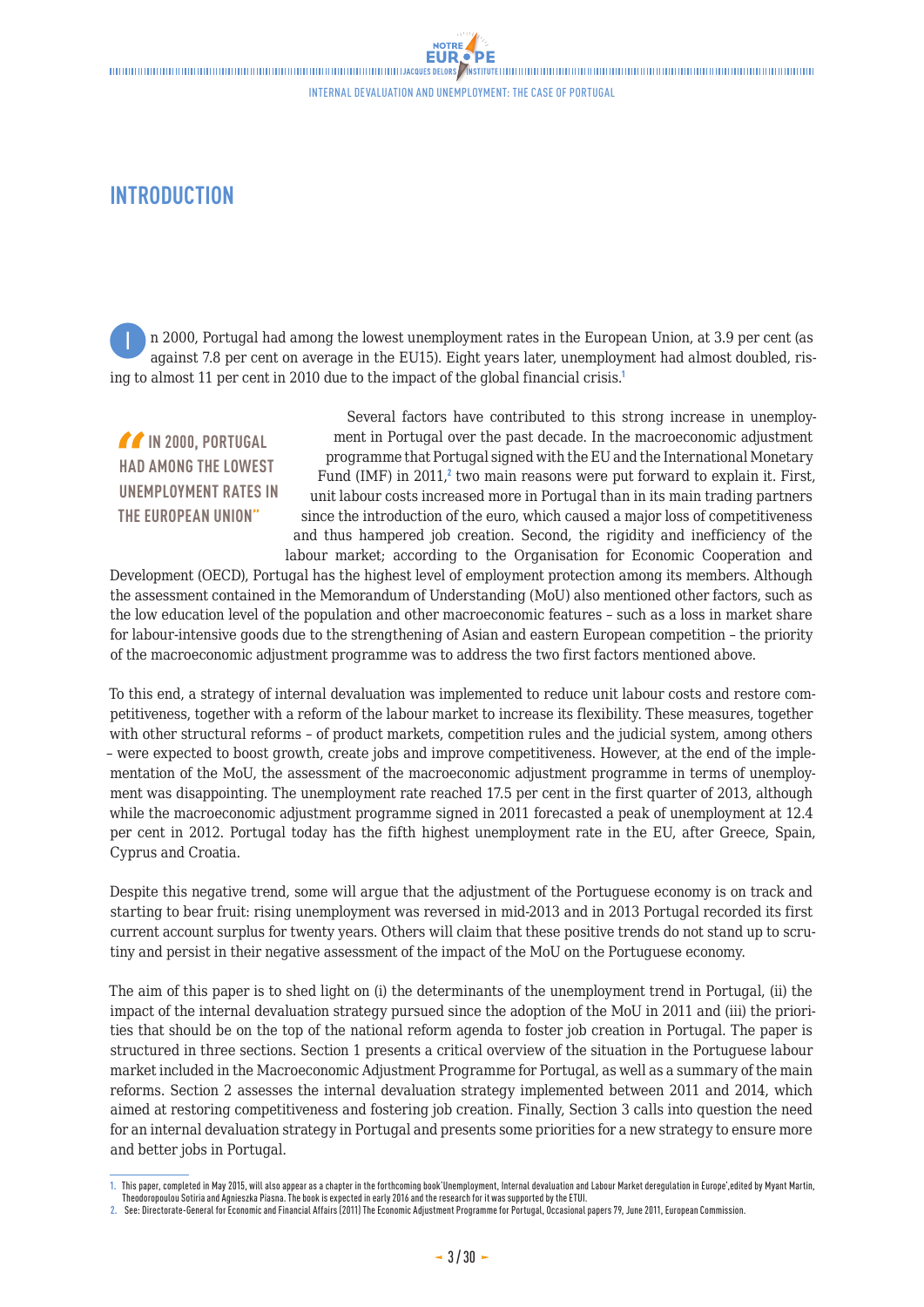# INTRODUCTION

In 2000, Portugal had among the lowest unemployment rates in the European Union, at 3.9 per cent (as against 7.8 per cent on average in the EU15). Eight years later, unemployment had almost doubled, rising to almost 11 per cent in 2010 due to the impact of the global financial crisis.[1]

> "IN 2000, PORTUGAL HAD AMONG THE LOWEST UNEMPLOYMENT RATES IN THE EUROPEAN UNION"

Several factors have contributed to this strong increase in unemployment in Portugal over the past decade. In the macroeconomic adjustment programme that Portugal signed with the EU and the International Monetary Fund (IMF) in 2011,[2] two main reasons were put forward to explain it. First, unit labour costs increased more in Portugal than in its main trading partners since the introduction of the euro, which caused a major loss of competitiveness and thus hampered job creation. Second, the rigidity and inefficiency of the labour market; according to the Organisation for Economic Cooperation and Development (OECD), Portugal has the highest level of employment protection among its members. Although the assessment contained in the Memorandum of Understanding (MoU) also mentioned other factors, such as the low education level of the population and other macroeconomic features – such as a loss in market share for labour-intensive goods due to the strengthening of Asian and eastern European competition – the priority of the macroeconomic adjustment programme was to address the two first factors mentioned above.

To this end, a strategy of internal devaluation was implemented to reduce unit labour costs and restore competitiveness, together with a reform of the labour market to increase its flexibility. These measures, together with other structural reforms – of product markets, competition rules and the judicial system, among others – were expected to boost growth, create jobs and improve competitiveness. However, at the end of the implementation of the MoU, the assessment of the macroeconomic adjustment programme in terms of unemployment was disappointing. The unemployment rate reached 17.5 per cent in the first quarter of 2013, although while the macroeconomic adjustment programme signed in 2011 forecasted a peak of unemployment at 12.4 per cent in 2012. Portugal today has the fifth highest unemployment rate in the EU, after Greece, Spain, Cyprus and Croatia.

Despite this negative trend, some will argue that the adjustment of the Portuguese economy is on track and starting to bear fruit: rising unemployment was reversed in mid-2013 and in 2013 Portugal recorded its first current account surplus for twenty years. Others will claim that these positive trends do not stand up to scrutiny and persist in their negative assessment of the impact of the MoU on the Portuguese economy.

The aim of this paper is to shed light on (i) the determinants of the unemployment trend in Portugal, (ii) the impact of the internal devaluation strategy pursued since the adoption of the MoU in 2011 and (iii) the priorities that should be on the top of the national reform agenda to foster job creation in Portugal. The paper is structured in three sections. Section 1 presents a critical overview of the situation in the Portuguese labour market included in the Macroeconomic Adjustment Programme for Portugal, as well as a summary of the main reforms. Section 2 assesses the internal devaluation strategy implemented between 2011 and 2014, which aimed at restoring competitiveness and fostering job creation. Finally, Section 3 calls into question the need for an internal devaluation strategy in Portugal and presents some priorities for a new strategy to ensure more and better jobs in Portugal.

---

1. This paper, completed in May 2015, will also appear as a chapter in the forthcoming book 'Unemployment, Internal devaluation and Labour Market deregulation in Europe', edited by Myant Martin, Theodoropoulou Sotiria and Agnieszka Piasna. The book is expected in early 2016 and the research for it was supported by the ETUI.
2. See: Directorate-General for Economic and Financial Affairs (2011) The Economic Adjustment Programme for Portugal, Occasional papers 79, June 2011, European Commission.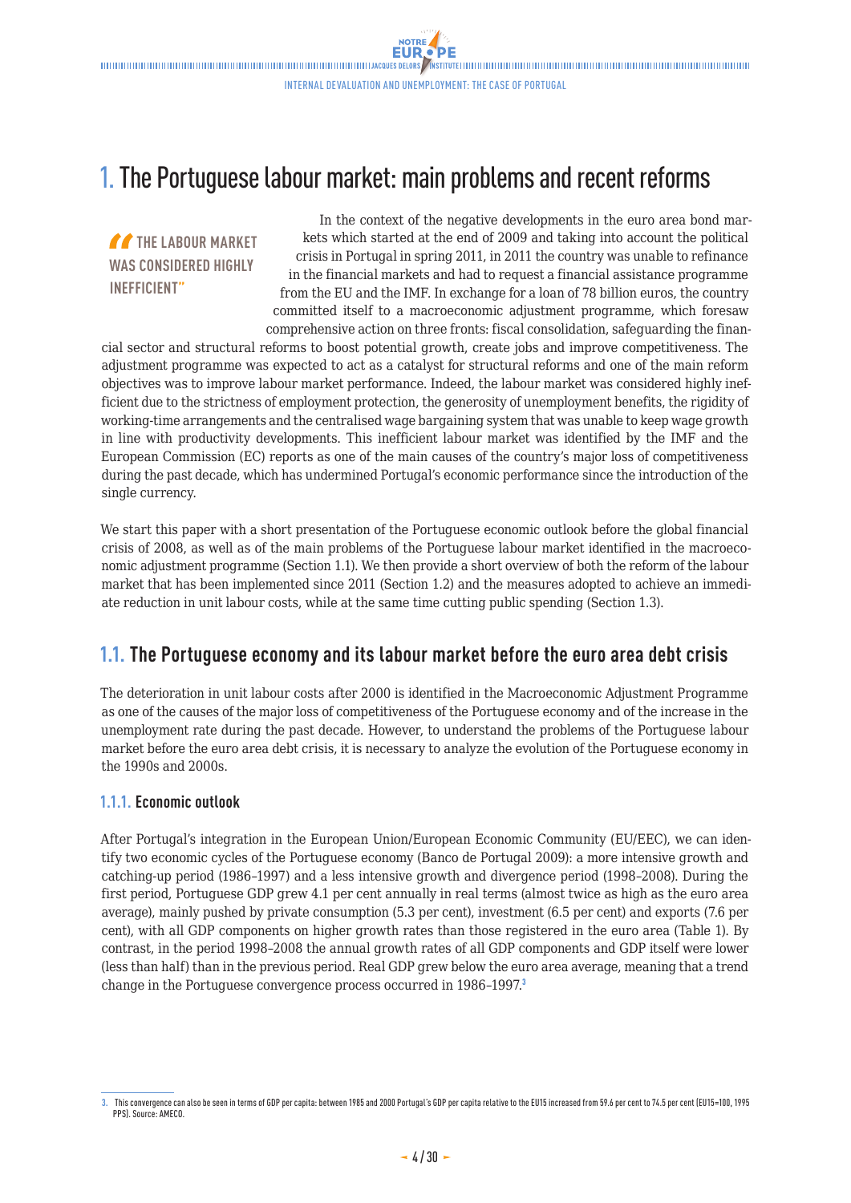# 1. The Portuguese labour market: main problems and recent reforms

> "THE LABOUR MARKET WAS CONSIDERED HIGHLY INEFFICIENT"

In the context of the negative developments in the euro area bond markets which started at the end of 2009 and taking into account the political crisis in Portugal in spring 2011, in 2011 the country was unable to refinance in the financial markets and had to request a financial assistance programme from the EU and the IMF. In exchange for a loan of 78 billion euros, the country committed itself to a macroeconomic adjustment programme, which foresaw comprehensive action on three fronts: fiscal consolidation, safeguarding the financial sector and structural reforms to boost potential growth, create jobs and improve competitiveness. The adjustment programme was expected to act as a catalyst for structural reforms and one of the main reform objectives was to improve labour market performance. Indeed, the labour market was considered highly inefficient due to the strictness of employment protection, the generosity of unemployment benefits, the rigidity of working-time arrangements and the centralised wage bargaining system that was unable to keep wage growth in line with productivity developments. This inefficient labour market was identified by the IMF and the European Commission (EC) reports as one of the main causes of the country's major loss of competitiveness during the past decade, which has undermined Portugal's economic performance since the introduction of the single currency.

We start this paper with a short presentation of the Portuguese economic outlook before the global financial crisis of 2008, as well as of the main problems of the Portuguese labour market identified in the macroeconomic adjustment programme (Section 1.1). We then provide a short overview of both the reform of the labour market that has been implemented since 2011 (Section 1.2) and the measures adopted to achieve an immediate reduction in unit labour costs, while at the same time cutting public spending (Section 1.3).

## 1.1. The Portuguese economy and its labour market before the euro area debt crisis

The deterioration in unit labour costs after 2000 is identified in the Macroeconomic Adjustment Programme as one of the causes of the major loss of competitiveness of the Portuguese economy and of the increase in the unemployment rate during the past decade. However, to understand the problems of the Portuguese labour market before the euro area debt crisis, it is necessary to analyze the evolution of the Portuguese economy in the 1990s and 2000s.

### 1.1.1. Economic outlook

After Portugal's integration in the European Union/European Economic Community (EU/EEC), we can identify two economic cycles of the Portuguese economy (Banco de Portugal 2009): a more intensive growth and catching-up period (1986–1997) and a less intensive growth and divergence period (1998–2008). During the first period, Portuguese GDP grew 4.1 per cent annually in real terms (almost twice as high as the euro area average), mainly pushed by private consumption (5.3 per cent), investment (6.5 per cent) and exports (7.6 per cent), with all GDP components on higher growth rates than those registered in the euro area (Table 1). By contrast, in the period 1998–2008 the annual growth rates of all GDP components and GDP itself were lower (less than half) than in the previous period. Real GDP grew below the euro area average, meaning that a trend change in the Portuguese convergence process occurred in 1986–1997.[3]

---

3. This convergence can also be seen in terms of GDP per capita: between 1985 and 2000 Portugal's GDP per capita relative to the EU15 increased from 59.6 per cent to 74.5 per cent (EU15=100, 1995 PPS). Source: AMECO.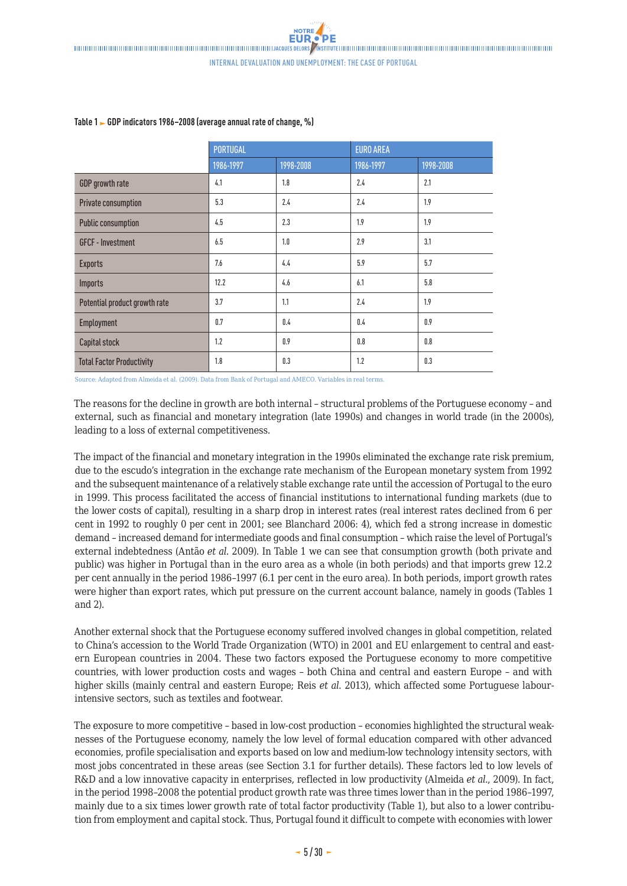**Table 1 ► GDP indicators 1986–2008 (average annual rate of change, %)**

| | PORTUGAL | | EURO AREA | |
|---|---|---|---|---|
| | 1986-1997 | 1998-2008 | 1986-1997 | 1998-2008 |
| GDP growth rate | 4.1 | 1.8 | 2.4 | 2.1 |
| Private consumption | 5.3 | 2.4 | 2.4 | 1.9 |
| Public consumption | 4.5 | 2.3 | 1.9 | 1.9 |
| GFCF - Investment | 6.5 | 1.0 | 2.9 | 3.1 |
| Exports | 7.6 | 4.4 | 5.9 | 5.7 |
| Imports | 12.2 | 4.6 | 6.1 | 5.8 |
| Potential product growth rate | 3.7 | 1.1 | 2.4 | 1.9 |
| Employment | 0.7 | 0.4 | 0.4 | 0.9 |
| Capital stock | 1.2 | 0.9 | 0.8 | 0.8 |
| Total Factor Productivity | 1.8 | 0.3 | 1.2 | 0.3 |

Source: Adapted from Almeida et al. (2009). Data from Bank of Portugal and AMECO. Variables in real terms.

The reasons for the decline in growth are both internal – structural problems of the Portuguese economy – and external, such as financial and monetary integration (late 1990s) and changes in world trade (in the 2000s), leading to a loss of external competitiveness.

The impact of the financial and monetary integration in the 1990s eliminated the exchange rate risk premium, due to the escudo's integration in the exchange rate mechanism of the European monetary system from 1992 and the subsequent maintenance of a relatively stable exchange rate until the accession of Portugal to the euro in 1999. This process facilitated the access of financial institutions to international funding markets (due to the lower costs of capital), resulting in a sharp drop in interest rates (real interest rates declined from 6 per cent in 1992 to roughly 0 per cent in 2001; see Blanchard 2006: 4), which fed a strong increase in domestic demand – increased demand for intermediate goods and final consumption – which raise the level of Portugal's external indebtedness (Antão *et al.* 2009). In Table 1 we can see that consumption growth (both private and public) was higher in Portugal than in the euro area as a whole (in both periods) and that imports grew 12.2 per cent annually in the period 1986–1997 (6.1 per cent in the euro area). In both periods, import growth rates were higher than export rates, which put pressure on the current account balance, namely in goods (Tables 1 and 2).

Another external shock that the Portuguese economy suffered involved changes in global competition, related to China's accession to the World Trade Organization (WTO) in 2001 and EU enlargement to central and eastern European countries in 2004. These two factors exposed the Portuguese economy to more competitive countries, with lower production costs and wages – both China and central and eastern Europe – and with higher skills (mainly central and eastern Europe; Reis *et al.* 2013), which affected some Portuguese labour-intensive sectors, such as textiles and footwear.

The exposure to more competitive – based in low-cost production – economies highlighted the structural weaknesses of the Portuguese economy, namely the low level of formal education compared with other advanced economies, profile specialisation and exports based on low and medium-low technology intensity sectors, with most jobs concentrated in these areas (see Section 3.1 for further details). These factors led to low levels of R&D and a low innovative capacity in enterprises, reflected in low productivity (Almeida *et al.*, 2009). In fact, in the period 1998–2008 the potential product growth rate was three times lower than in the period 1986–1997, mainly due to a six times lower growth rate of total factor productivity (Table 1), but also to a lower contribution from employment and capital stock. Thus, Portugal found it difficult to compete with economies with lower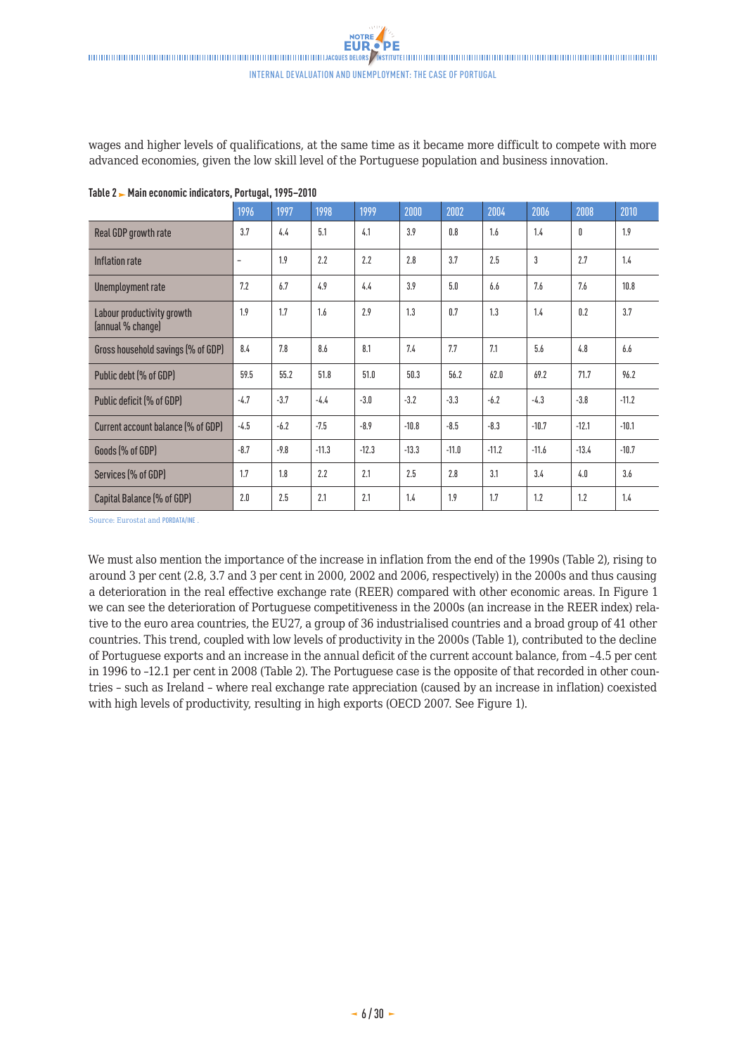wages and higher levels of qualifications, at the same time as it became more difficult to compete with more advanced economies, given the low skill level of the Portuguese population and business innovation.

**Table 2 ► Main economic indicators, Portugal, 1995–2010**

| | 1996 | 1997 | 1998 | 1999 | 2000 | 2002 | 2004 | 2006 | 2008 | 2010 |
|---|---|---|---|---|---|---|---|---|---|---|
| Real GDP growth rate | 3.7 | 4.4 | 5.1 | 4.1 | 3.9 | 0.8 | 1.6 | 1.4 | 0 | 1.9 |
| Inflation rate | – | 1.9 | 2.2 | 2.2 | 2.8 | 3.7 | 2.5 | 3 | 2.7 | 1.4 |
| Unemployment rate | 7.2 | 6.7 | 4.9 | 4.4 | 3.9 | 5.0 | 6.6 | 7.6 | 7.6 | 10.8 |
| Labour productivity growth (annual % change) | 1.9 | 1.7 | 1.6 | 2.9 | 1.3 | 0.7 | 1.3 | 1.4 | 0.2 | 3.7 |
| Gross household savings (% of GDP) | 8.4 | 7.8 | 8.6 | 8.1 | 7.4 | 7.7 | 7.1 | 5.6 | 4.8 | 6.6 |
| Public debt (% of GDP) | 59.5 | 55.2 | 51.8 | 51.0 | 50.3 | 56.2 | 62.0 | 69.2 | 71.7 | 96.2 |
| Public deficit (% of GDP) | -4.7 | -3.7 | -4.4 | -3.0 | -3.2 | -3.3 | -6.2 | -4.3 | -3.8 | -11.2 |
| Current account balance (% of GDP) | -4.5 | -6.2 | -7.5 | -8.9 | -10.8 | -8.5 | -8.3 | -10.7 | -12.1 | -10.1 |
| Goods (% of GDP) | -8.7 | -9.8 | -11.3 | -12.3 | -13.3 | -11.0 | -11.2 | -11.6 | -13.4 | -10.7 |
| Services (% of GDP) | 1.7 | 1.8 | 2.2 | 2.1 | 2.5 | 2.8 | 3.1 | 3.4 | 4.0 | 3.6 |
| Capital Balance (% of GDP) | 2.0 | 2.5 | 2.1 | 2.1 | 1.4 | 1.9 | 1.7 | 1.2 | 1.2 | 1.4 |

Source: Eurostat and PORDATA/INE .

We must also mention the importance of the increase in inflation from the end of the 1990s (Table 2), rising to around 3 per cent (2.8, 3.7 and 3 per cent in 2000, 2002 and 2006, respectively) in the 2000s and thus causing a deterioration in the real effective exchange rate (REER) compared with other economic areas. In Figure 1 we can see the deterioration of Portuguese competitiveness in the 2000s (an increase in the REER index) relative to the euro area countries, the EU27, a group of 36 industrialised countries and a broad group of 41 other countries. This trend, coupled with low levels of productivity in the 2000s (Table 1), contributed to the decline of Portuguese exports and an increase in the annual deficit of the current account balance, from –4.5 per cent in 1996 to –12.1 per cent in 2008 (Table 2). The Portuguese case is the opposite of that recorded in other countries – such as Ireland – where real exchange rate appreciation (caused by an increase in inflation) coexisted with high levels of productivity, resulting in high exports (OECD 2007. See Figure 1).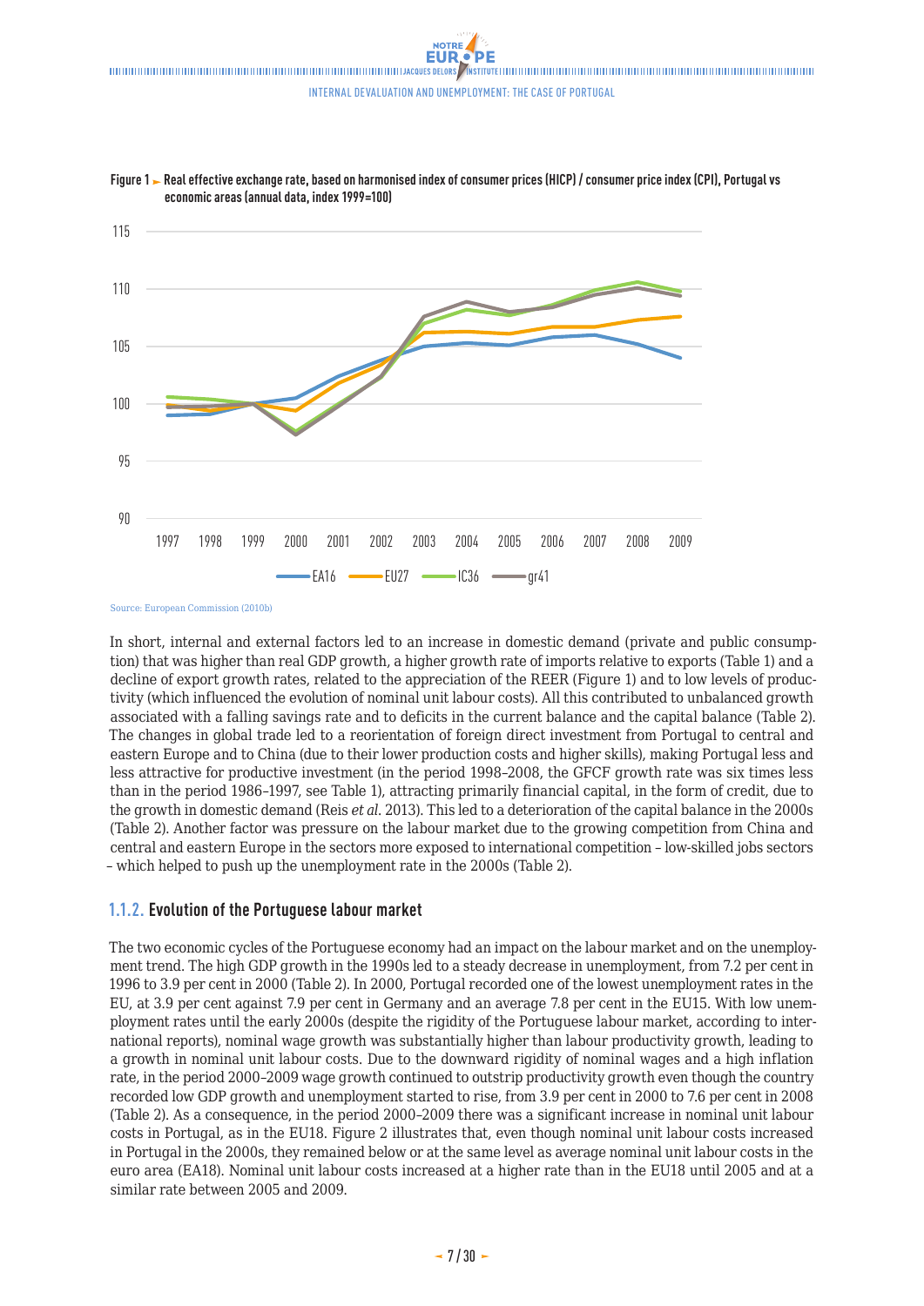**Figure 1 ► Real effective exchange rate, based on harmonised index of consumer prices (HICP) / consumer price index (CPI), Portugal vs economic areas (annual data, index 1999=100)**

Source: European Commission (2010b)

In short, internal and external factors led to an increase in domestic demand (private and public consumption) that was higher than real GDP growth, a higher growth rate of imports relative to exports (Table 1) and a decline of export growth rates, related to the appreciation of the REER (Figure 1) and to low levels of productivity (which influenced the evolution of nominal unit labour costs). All this contributed to unbalanced growth associated with a falling savings rate and to deficits in the current balance and the capital balance (Table 2). The changes in global trade led to a reorientation of foreign direct investment from Portugal to central and eastern Europe and to China (due to their lower production costs and higher skills), making Portugal less and less attractive for productive investment (in the period 1998–2008, the GFCF growth rate was six times less than in the period 1986–1997, see Table 1), attracting primarily financial capital, in the form of credit, due to the growth in domestic demand (Reis *et al.* 2013). This led to a deterioration of the capital balance in the 2000s (Table 2). Another factor was pressure on the labour market due to the growing competition from China and central and eastern Europe in the sectors more exposed to international competition – low-skilled jobs sectors – which helped to push up the unemployment rate in the 2000s (Table 2).

### 1.1.2. Evolution of the Portuguese labour market

The two economic cycles of the Portuguese economy had an impact on the labour market and on the unemployment trend. The high GDP growth in the 1990s led to a steady decrease in unemployment, from 7.2 per cent in 1996 to 3.9 per cent in 2000 (Table 2). In 2000, Portugal recorded one of the lowest unemployment rates in the EU, at 3.9 per cent against 7.9 per cent in Germany and an average 7.8 per cent in the EU15. With low unemployment rates until the early 2000s (despite the rigidity of the Portuguese labour market, according to international reports), nominal wage growth was substantially higher than labour productivity growth, leading to a growth in nominal unit labour costs. Due to the downward rigidity of nominal wages and a high inflation rate, in the period 2000–2009 wage growth continued to outstrip productivity growth even though the country recorded low GDP growth and unemployment started to rise, from 3.9 per cent in 2000 to 7.6 per cent in 2008 (Table 2). As a consequence, in the period 2000–2009 there was a significant increase in nominal unit labour costs in Portugal, as in the EU18. Figure 2 illustrates that, even though nominal unit labour costs increased in Portugal in the 2000s, they remained below or at the same level as average nominal unit labour costs in the euro area (EA18). Nominal unit labour costs increased at a higher rate than in the EU18 until 2005 and at a similar rate between 2005 and 2009.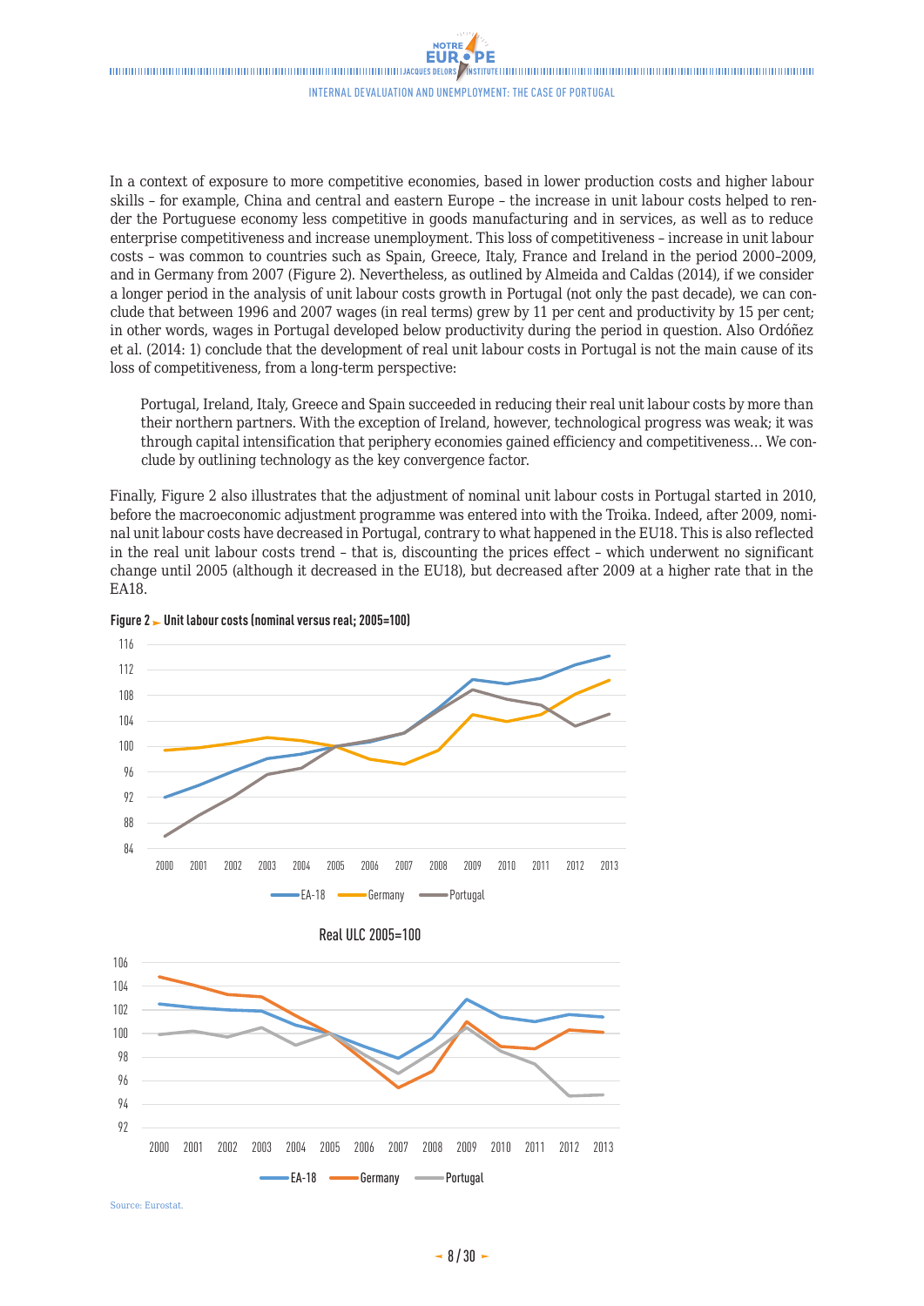In a context of exposure to more competitive economies, based in lower production costs and higher labour skills – for example, China and central and eastern Europe – the increase in unit labour costs helped to render the Portuguese economy less competitive in goods manufacturing and in services, as well as to reduce enterprise competitiveness and increase unemployment. This loss of competitiveness – increase in unit labour costs – was common to countries such as Spain, Greece, Italy, France and Ireland in the period 2000–2009, and in Germany from 2007 (Figure 2). Nevertheless, as outlined by Almeida and Caldas (2014), if we consider a longer period in the analysis of unit labour costs growth in Portugal (not only the past decade), we can conclude that between 1996 and 2007 wages (in real terms) grew by 11 per cent and productivity by 15 per cent; in other words, wages in Portugal developed below productivity during the period in question. Also Ordóñez et al. (2014: 1) conclude that the development of real unit labour costs in Portugal is not the main cause of its loss of competitiveness, from a long-term perspective:

> Portugal, Ireland, Italy, Greece and Spain succeeded in reducing their real unit labour costs by more than their northern partners. With the exception of Ireland, however, technological progress was weak; it was through capital intensification that periphery economies gained efficiency and competitiveness… We conclude by outlining technology as the key convergence factor.

Finally, Figure 2 also illustrates that the adjustment of nominal unit labour costs in Portugal started in 2010, before the macroeconomic adjustment programme was entered into with the Troika. Indeed, after 2009, nominal unit labour costs have decreased in Portugal, contrary to what happened in the EU18. This is also reflected in the real unit labour costs trend – that is, discounting the prices effect – which underwent no significant change until 2005 (although it decreased in the EU18), but decreased after 2009 at a higher rate that in the EA18.

**Figure 2 ► Unit labour costs (nominal versus real; 2005=100)**

Real ULC 2005=100

Source: Eurostat.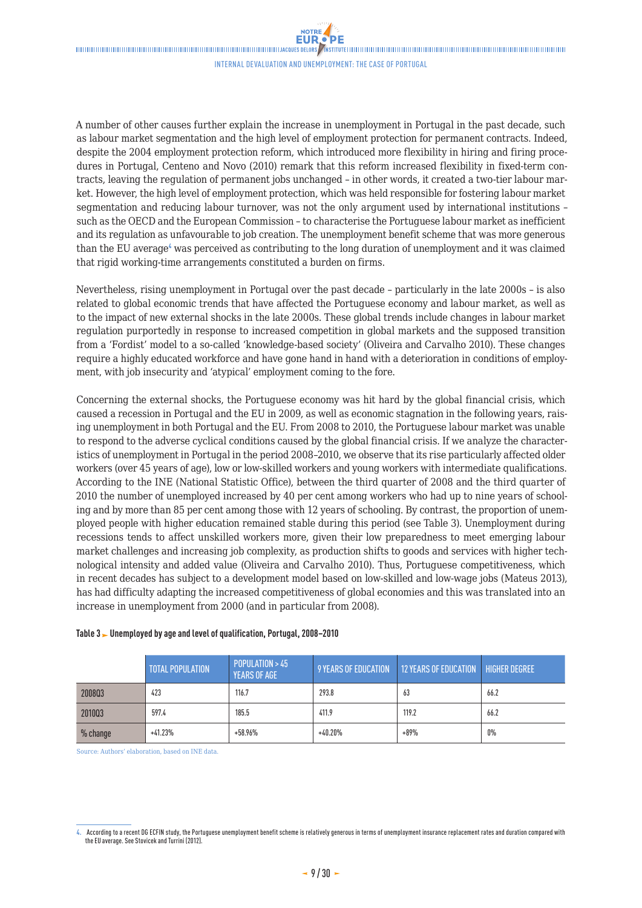A number of other causes further explain the increase in unemployment in Portugal in the past decade, such as labour market segmentation and the high level of employment protection for permanent contracts. Indeed, despite the 2004 employment protection reform, which introduced more flexibility in hiring and firing procedures in Portugal, Centeno and Novo (2010) remark that this reform increased flexibility in fixed-term contracts, leaving the regulation of permanent jobs unchanged – in other words, it created a two-tier labour market. However, the high level of employment protection, which was held responsible for fostering labour market segmentation and reducing labour turnover, was not the only argument used by international institutions – such as the OECD and the European Commission – to characterise the Portuguese labour market as inefficient and its regulation as unfavourable to job creation. The unemployment benefit scheme that was more generous than the EU average[4] was perceived as contributing to the long duration of unemployment and it was claimed that rigid working-time arrangements constituted a burden on firms.

Nevertheless, rising unemployment in Portugal over the past decade – particularly in the late 2000s – is also related to global economic trends that have affected the Portuguese economy and labour market, as well as to the impact of new external shocks in the late 2000s. These global trends include changes in labour market regulation purportedly in response to increased competition in global markets and the supposed transition from a 'Fordist' model to a so-called 'knowledge-based society' (Oliveira and Carvalho 2010). These changes require a highly educated workforce and have gone hand in hand with a deterioration in conditions of employment, with job insecurity and 'atypical' employment coming to the fore.

Concerning the external shocks, the Portuguese economy was hit hard by the global financial crisis, which caused a recession in Portugal and the EU in 2009, as well as economic stagnation in the following years, raising unemployment in both Portugal and the EU. From 2008 to 2010, the Portuguese labour market was unable to respond to the adverse cyclical conditions caused by the global financial crisis. If we analyze the characteristics of unemployment in Portugal in the period 2008–2010, we observe that its rise particularly affected older workers (over 45 years of age), low or low-skilled workers and young workers with intermediate qualifications. According to the INE (National Statistic Office), between the third quarter of 2008 and the third quarter of 2010 the number of unemployed increased by 40 per cent among workers who had up to nine years of schooling and by more than 85 per cent among those with 12 years of schooling. By contrast, the proportion of unemployed people with higher education remained stable during this period (see Table 3). Unemployment during recessions tends to affect unskilled workers more, given their low preparedness to meet emerging labour market challenges and increasing job complexity, as production shifts to goods and services with higher technological intensity and added value (Oliveira and Carvalho 2010). Thus, Portuguese competitiveness, which in recent decades has subject to a development model based on low-skilled and low-wage jobs (Mateus 2013), has had difficulty adapting the increased competitiveness of global economies and this was translated into an increase in unemployment from 2000 (and in particular from 2008).

**Table 3 ► Unemployed by age and level of qualification, Portugal, 2008–2010**

| | TOTAL POPULATION | POPULATION > 45 YEARS OF AGE | 9 YEARS OF EDUCATION | 12 YEARS OF EDUCATION | HIGHER DEGREE |
|---|---|---|---|---|---|
| 2008Q3 | 423 | 116.7 | 293.8 | 63 | 66.2 |
| 2010Q3 | 597.4 | 185.5 | 411.9 | 119.2 | 66.2 |
| % change | +41.23% | +58.96% | +40.20% | +89% | 0% |

Source: Authors' elaboration, based on INE data.

4. According to a recent DG ECFIN study, the Portuguese unemployment benefit scheme is relatively generous in terms of unemployment insurance replacement rates and duration compared with the EU average. See Stovicek and Turrini (2012).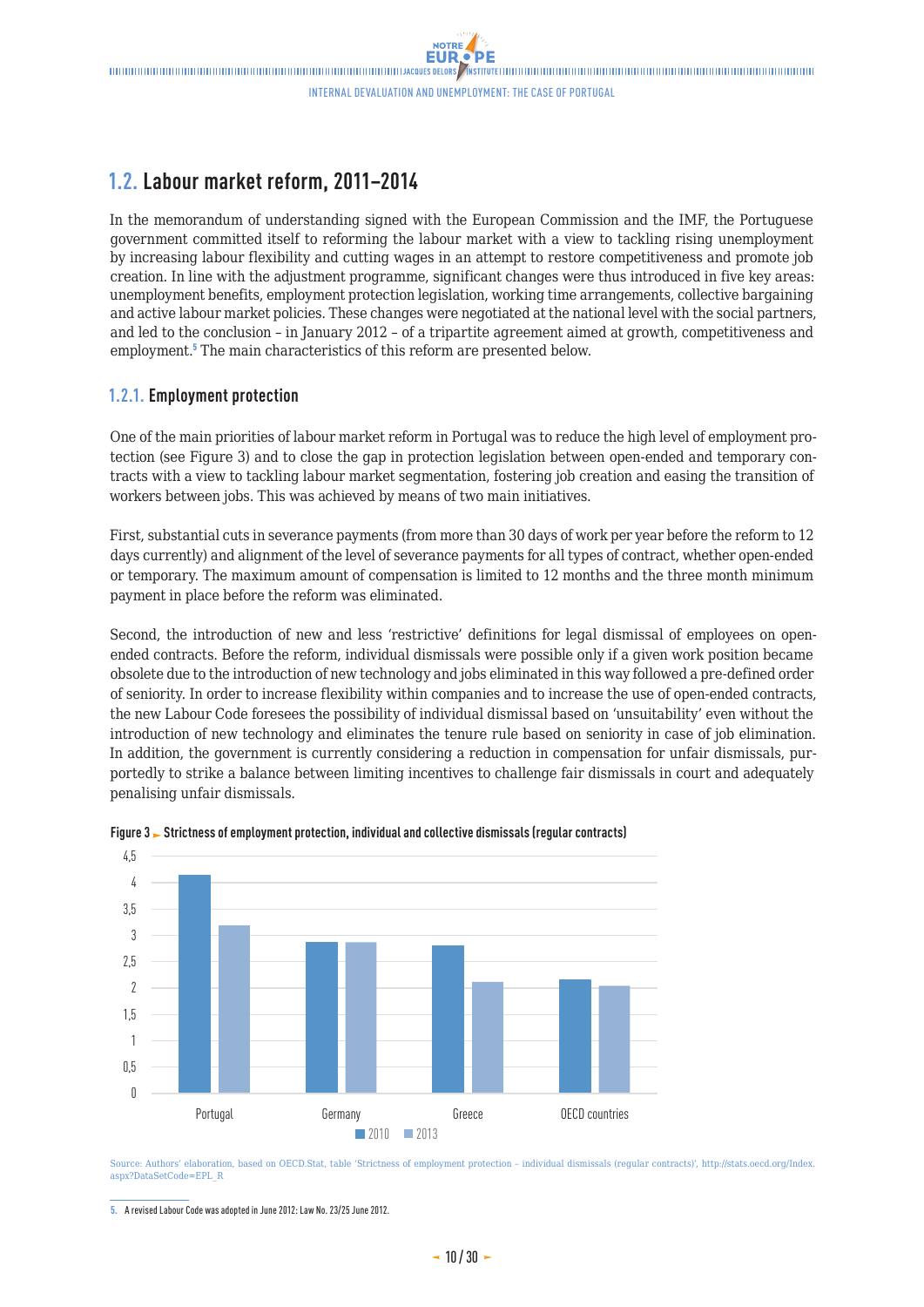## 1.2. Labour market reform, 2011–2014

In the memorandum of understanding signed with the European Commission and the IMF, the Portuguese government committed itself to reforming the labour market with a view to tackling rising unemployment by increasing labour flexibility and cutting wages in an attempt to restore competitiveness and promote job creation. In line with the adjustment programme, significant changes were thus introduced in five key areas: unemployment benefits, employment protection legislation, working time arrangements, collective bargaining and active labour market policies. These changes were negotiated at the national level with the social partners, and led to the conclusion – in January 2012 – of a tripartite agreement aimed at growth, competitiveness and employment.[5] The main characteristics of this reform are presented below.

### 1.2.1. Employment protection

One of the main priorities of labour market reform in Portugal was to reduce the high level of employment protection (see Figure 3) and to close the gap in protection legislation between open-ended and temporary contracts with a view to tackling labour market segmentation, fostering job creation and easing the transition of workers between jobs. This was achieved by means of two main initiatives.

First, substantial cuts in severance payments (from more than 30 days of work per year before the reform to 12 days currently) and alignment of the level of severance payments for all types of contract, whether open-ended or temporary. The maximum amount of compensation is limited to 12 months and the three month minimum payment in place before the reform was eliminated.

Second, the introduction of new and less 'restrictive' definitions for legal dismissal of employees on open-ended contracts. Before the reform, individual dismissals were possible only if a given work position became obsolete due to the introduction of new technology and jobs eliminated in this way followed a pre-defined order of seniority. In order to increase flexibility within companies and to increase the use of open-ended contracts, the new Labour Code foresees the possibility of individual dismissal based on 'unsuitability' even without the introduction of new technology and eliminates the tenure rule based on seniority in case of job elimination. In addition, the government is currently considering a reduction in compensation for unfair dismissals, purportedly to strike a balance between limiting incentives to challenge fair dismissals in court and adequately penalising unfair dismissals.

**Figure 3 ► Strictness of employment protection, individual and collective dismissals (regular contracts)**

| | 2010 | 2013 |
|---|---|---|
| Portugal | 4.13 | 3.18 |
| Germany | 2.87 | 2.87 |
| Greece | 2.80 | 2.12 |
| OECD countries | 2.16 | 2.04 |

Source: Authors' elaboration, based on OECD.Stat, table 'Strictness of employment protection – individual dismissals (regular contracts)', http://stats.oecd.org/Index.aspx?DataSetCode=EPL_R

5. A revised Labour Code was adopted in June 2012: Law No. 23/25 June 2012.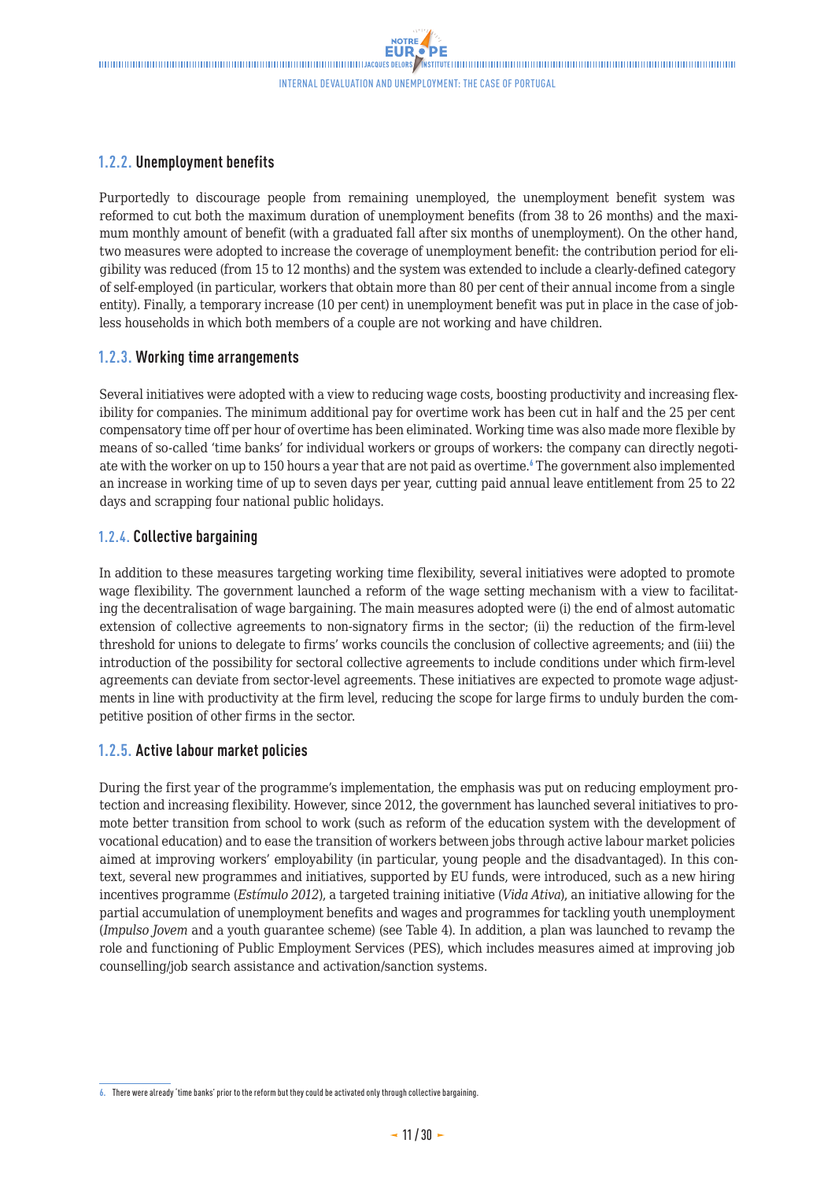### 1.2.2. Unemployment benefits

Purportedly to discourage people from remaining unemployed, the unemployment benefit system was reformed to cut both the maximum duration of unemployment benefits (from 38 to 26 months) and the maximum monthly amount of benefit (with a graduated fall after six months of unemployment). On the other hand, two measures were adopted to increase the coverage of unemployment benefit: the contribution period for eligibility was reduced (from 15 to 12 months) and the system was extended to include a clearly-defined category of self-employed (in particular, workers that obtain more than 80 per cent of their annual income from a single entity). Finally, a temporary increase (10 per cent) in unemployment benefit was put in place in the case of jobless households in which both members of a couple are not working and have children.

### 1.2.3. Working time arrangements

Several initiatives were adopted with a view to reducing wage costs, boosting productivity and increasing flexibility for companies. The minimum additional pay for overtime work has been cut in half and the 25 per cent compensatory time off per hour of overtime has been eliminated. Working time was also made more flexible by means of so-called 'time banks' for individual workers or groups of workers: the company can directly negotiate with the worker on up to 150 hours a year that are not paid as overtime.[6] The government also implemented an increase in working time of up to seven days per year, cutting paid annual leave entitlement from 25 to 22 days and scrapping four national public holidays.

### 1.2.4. Collective bargaining

In addition to these measures targeting working time flexibility, several initiatives were adopted to promote wage flexibility. The government launched a reform of the wage setting mechanism with a view to facilitating the decentralisation of wage bargaining. The main measures adopted were (i) the end of almost automatic extension of collective agreements to non-signatory firms in the sector; (ii) the reduction of the firm-level threshold for unions to delegate to firms' works councils the conclusion of collective agreements; and (iii) the introduction of the possibility for sectoral collective agreements to include conditions under which firm-level agreements can deviate from sector-level agreements. These initiatives are expected to promote wage adjustments in line with productivity at the firm level, reducing the scope for large firms to unduly burden the competitive position of other firms in the sector.

### 1.2.5. Active labour market policies

During the first year of the programme's implementation, the emphasis was put on reducing employment protection and increasing flexibility. However, since 2012, the government has launched several initiatives to promote better transition from school to work (such as reform of the education system with the development of vocational education) and to ease the transition of workers between jobs through active labour market policies aimed at improving workers' employability (in particular, young people and the disadvantaged). In this context, several new programmes and initiatives, supported by EU funds, were introduced, such as a new hiring incentives programme (*Estímulo 2012*), a targeted training initiative (*Vida Ativa*), an initiative allowing for the partial accumulation of unemployment benefits and wages and programmes for tackling youth unemployment (*Impulso Jovem* and a youth guarantee scheme) (see Table 4). In addition, a plan was launched to revamp the role and functioning of Public Employment Services (PES), which includes measures aimed at improving job counselling/job search assistance and activation/sanction systems.

---

6. There were already 'time banks' prior to the reform but they could be activated only through collective bargaining.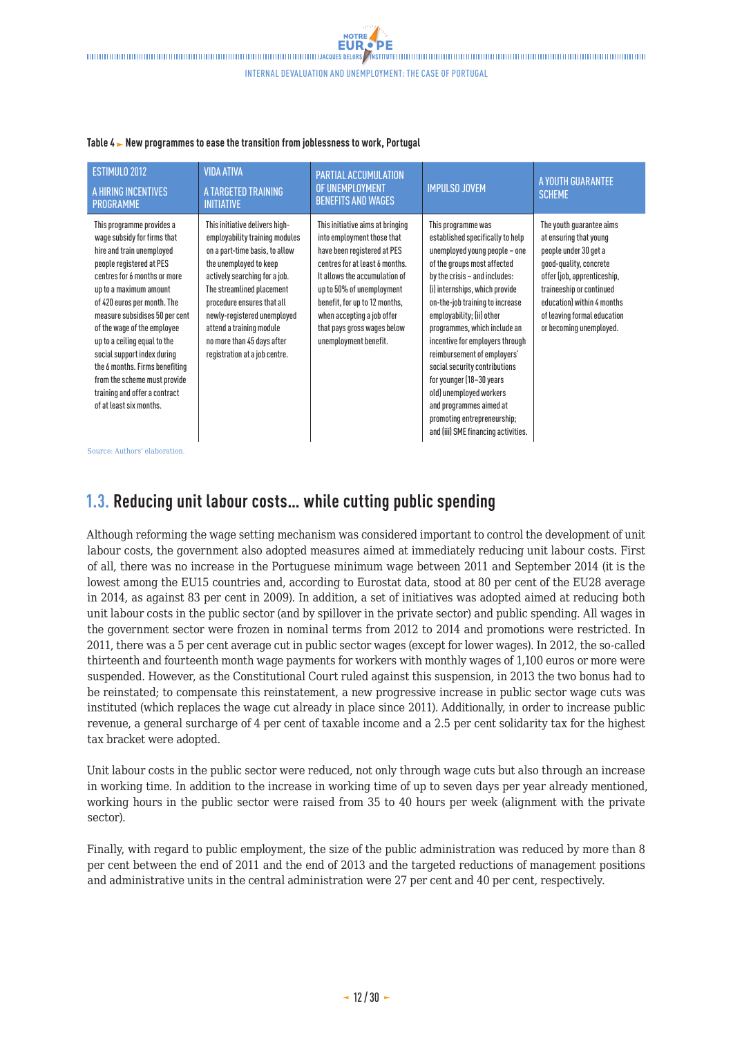**Table 4 ► New programmes to ease the transition from joblessness to work, Portugal**

| ESTIMULO 2012<br>A HIRING INCENTIVES PROGRAMME | VIDA ATIVA<br>A TARGETED TRAINING INITIATIVE | PARTIAL ACCUMULATION OF UNEMPLOYMENT BENEFITS AND WAGES | IMPULSO JOVEM | A YOUTH GUARANTEE SCHEME |
|---|---|---|---|---|
| This programme provides a wage subsidy for firms that hire and train unemployed people registered at PES centres for 6 months or more up to a maximum amount of 420 euros per month. The measure subsidises 50 per cent of the wage of the employee up to a ceiling equal to the social support index during the 6 months. Firms benefiting from the scheme must provide training and offer a contract of at least six months. | This initiative delivers high-employability training modules on a part-time basis, to allow the unemployed to keep actively searching for a job. The streamlined placement procedure ensures that all newly-registered unemployed attend a training module no more than 45 days after registration at a job centre. | This initiative aims at bringing into employment those that have been registered at PES centres for at least 6 months. It allows the accumulation of up to 50% of unemployment benefit, for up to 12 months, when accepting a job offer that pays gross wages below unemployment benefit. | This programme was established specifically to help unemployed young people – one of the groups most affected by the crisis – and includes: (i) internships, which provide on-the-job training to increase employability; (ii) other programmes, which include an incentive for employers through reimbursement of employers' social security contributions for younger (18-30 years old) unemployed workers and programmes aimed at promoting entrepreneurship; and (iii) SME financing activities. | The youth guarantee aims at ensuring that young people under 30 get a good-quality, concrete offer (job, apprenticeship, traineeship or continued education) within 4 months of leaving formal education or becoming unemployed. |

Source: Authors' elaboration.

## 1.3. Reducing unit labour costs… while cutting public spending

Although reforming the wage setting mechanism was considered important to control the development of unit labour costs, the government also adopted measures aimed at immediately reducing unit labour costs. First of all, there was no increase in the Portuguese minimum wage between 2011 and September 2014 (it is the lowest among the EU15 countries and, according to Eurostat data, stood at 80 per cent of the EU28 average in 2014, as against 83 per cent in 2009). In addition, a set of initiatives was adopted aimed at reducing both unit labour costs in the public sector (and by spillover in the private sector) and public spending. All wages in the government sector were frozen in nominal terms from 2012 to 2014 and promotions were restricted. In 2011, there was a 5 per cent average cut in public sector wages (except for lower wages). In 2012, the so-called thirteenth and fourteenth month wage payments for workers with monthly wages of 1,100 euros or more were suspended. However, as the Constitutional Court ruled against this suspension, in 2013 the two bonus had to be reinstated; to compensate this reinstatement, a new progressive increase in public sector wage cuts was instituted (which replaces the wage cut already in place since 2011). Additionally, in order to increase public revenue, a general surcharge of 4 per cent of taxable income and a 2.5 per cent solidarity tax for the highest tax bracket were adopted.

Unit labour costs in the public sector were reduced, not only through wage cuts but also through an increase in working time. In addition to the increase in working time of up to seven days per year already mentioned, working hours in the public sector were raised from 35 to 40 hours per week (alignment with the private sector).

Finally, with regard to public employment, the size of the public administration was reduced by more than 8 per cent between the end of 2011 and the end of 2013 and the targeted reductions of management positions and administrative units in the central administration were 27 per cent and 40 per cent, respectively.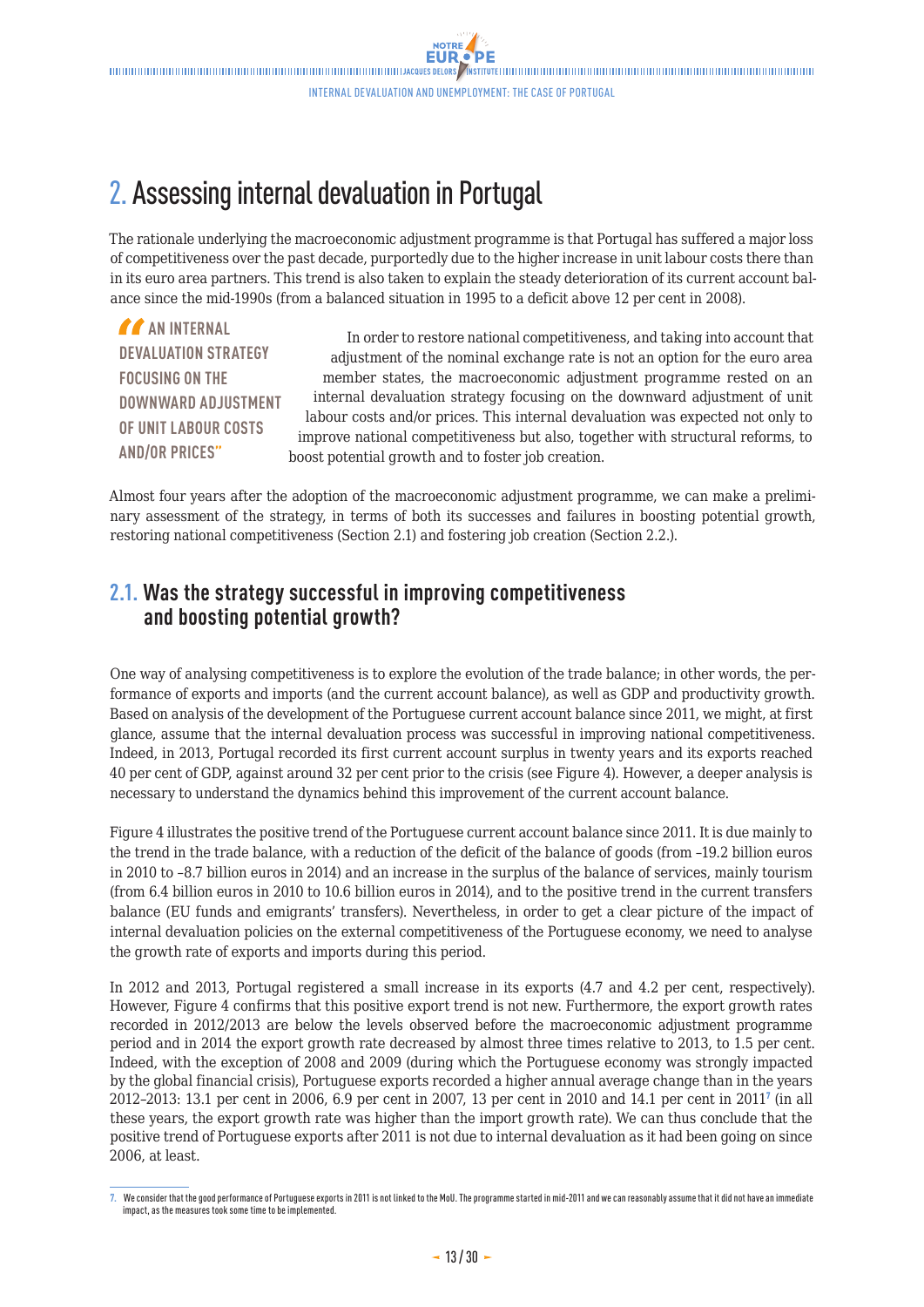# 2. Assessing internal devaluation in Portugal

The rationale underlying the macroeconomic adjustment programme is that Portugal has suffered a major loss of competitiveness over the past decade, purportedly due to the higher increase in unit labour costs there than in its euro area partners. This trend is also taken to explain the steady deterioration of its current account balance since the mid-1990s (from a balanced situation in 1995 to a deficit above 12 per cent in 2008).

> **"AN INTERNAL DEVALUATION STRATEGY FOCUSING ON THE DOWNWARD ADJUSTMENT OF UNIT LABOUR COSTS AND/OR PRICES"**

In order to restore national competitiveness, and taking into account that adjustment of the nominal exchange rate is not an option for the euro area member states, the macroeconomic adjustment programme rested on an internal devaluation strategy focusing on the downward adjustment of unit labour costs and/or prices. This internal devaluation was expected not only to improve national competitiveness but also, together with structural reforms, to boost potential growth and to foster job creation.

Almost four years after the adoption of the macroeconomic adjustment programme, we can make a preliminary assessment of the strategy, in terms of both its successes and failures in boosting potential growth, restoring national competitiveness (Section 2.1) and fostering job creation (Section 2.2.).

## 2.1. Was the strategy successful in improving competitiveness and boosting potential growth?

One way of analysing competitiveness is to explore the evolution of the trade balance; in other words, the performance of exports and imports (and the current account balance), as well as GDP and productivity growth. Based on analysis of the development of the Portuguese current account balance since 2011, we might, at first glance, assume that the internal devaluation process was successful in improving national competitiveness. Indeed, in 2013, Portugal recorded its first current account surplus in twenty years and its exports reached 40 per cent of GDP, against around 32 per cent prior to the crisis (see Figure 4). However, a deeper analysis is necessary to understand the dynamics behind this improvement of the current account balance.

Figure 4 illustrates the positive trend of the Portuguese current account balance since 2011. It is due mainly to the trend in the trade balance, with a reduction of the deficit of the balance of goods (from –19.2 billion euros in 2010 to –8.7 billion euros in 2014) and an increase in the surplus of the balance of services, mainly tourism (from 6.4 billion euros in 2010 to 10.6 billion euros in 2014), and to the positive trend in the current transfers balance (EU funds and emigrants' transfers). Nevertheless, in order to get a clear picture of the impact of internal devaluation policies on the external competitiveness of the Portuguese economy, we need to analyse the growth rate of exports and imports during this period.

In 2012 and 2013, Portugal registered a small increase in its exports (4.7 and 4.2 per cent, respectively). However, Figure 4 confirms that this positive export trend is not new. Furthermore, the export growth rates recorded in 2012/2013 are below the levels observed before the macroeconomic adjustment programme period and in 2014 the export growth rate decreased by almost three times relative to 2013, to 1.5 per cent. Indeed, with the exception of 2008 and 2009 (during which the Portuguese economy was strongly impacted by the global financial crisis), Portuguese exports recorded a higher annual average change than in the years 2012–2013: 13.1 per cent in 2006, 6.9 per cent in 2007, 13 per cent in 2010 and 14.1 per cent in 2011[7] (in all these years, the export growth rate was higher than the import growth rate). We can thus conclude that the positive trend of Portuguese exports after 2011 is not due to internal devaluation as it had been going on since 2006, at least.

---

7. We consider that the good performance of Portuguese exports in 2011 is not linked to the MoU. The programme started in mid-2011 and we can reasonably assume that it did not have an immediate impact, as the measures took some time to be implemented.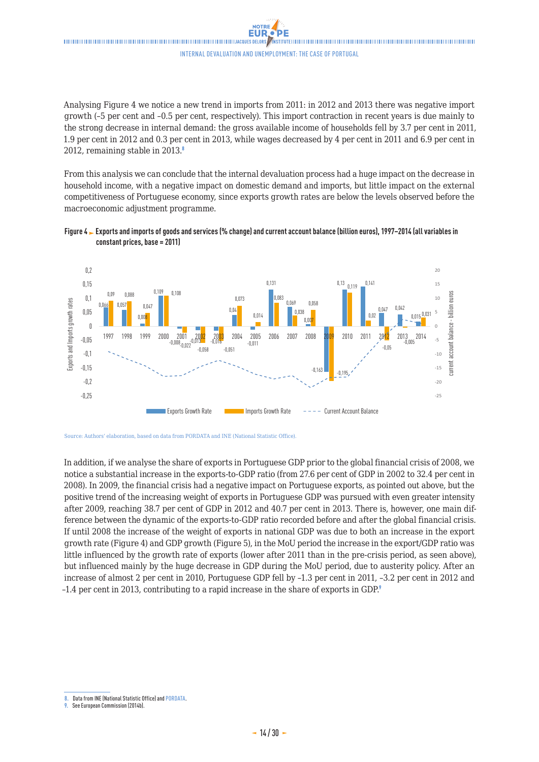Analysing Figure 4 we notice a new trend in imports from 2011: in 2012 and 2013 there was negative import growth (–5 per cent and –0.5 per cent, respectively). This import contraction in recent years is due mainly to the strong decrease in internal demand: the gross available income of households fell by 3.7 per cent in 2011, 1.9 per cent in 2012 and 0.3 per cent in 2013, while wages decreased by 4 per cent in 2011 and 6.9 per cent in 2012, remaining stable in 2013.[8]

From this analysis we can conclude that the internal devaluation process had a huge impact on the decrease in household income, with a negative impact on domestic demand and imports, but little impact on the external competitiveness of Portuguese economy, since exports growth rates are below the levels observed before the macroeconomic adjustment programme.

**Figure 4 ► Exports and imports of goods and services (% change) and current account balance (billion euros), 1997–2014 (all variables in constant prices, base = 2011)**

Source: Authors' elaboration, based on data from PORDATA and INE (National Statistic Office).

In addition, if we analyse the share of exports in Portuguese GDP prior to the global financial crisis of 2008, we notice a substantial increase in the exports-to-GDP ratio (from 27.6 per cent of GDP in 2002 to 32.4 per cent in 2008). In 2009, the financial crisis had a negative impact on Portuguese exports, as pointed out above, but the positive trend of the increasing weight of exports in Portuguese GDP was pursued with even greater intensity after 2009, reaching 38.7 per cent of GDP in 2012 and 40.7 per cent in 2013. There is, however, one main difference between the dynamic of the exports-to-GDP ratio recorded before and after the global financial crisis. If until 2008 the increase of the weight of exports in national GDP was due to both an increase in the export growth rate (Figure 4) and GDP growth (Figure 5), in the MoU period the increase in the export/GDP ratio was little influenced by the growth rate of exports (lower after 2011 than in the pre-crisis period, as seen above), but influenced mainly by the huge decrease in GDP during the MoU period, due to austerity policy. After an increase of almost 2 per cent in 2010, Portuguese GDP fell by –1.3 per cent in 2011, –3.2 per cent in 2012 and –1.4 per cent in 2013, contributing to a rapid increase in the share of exports in GDP.[9]

---

8. Data from INE (National Statistic Office) and PORDATA.
9. See European Commission (2014b).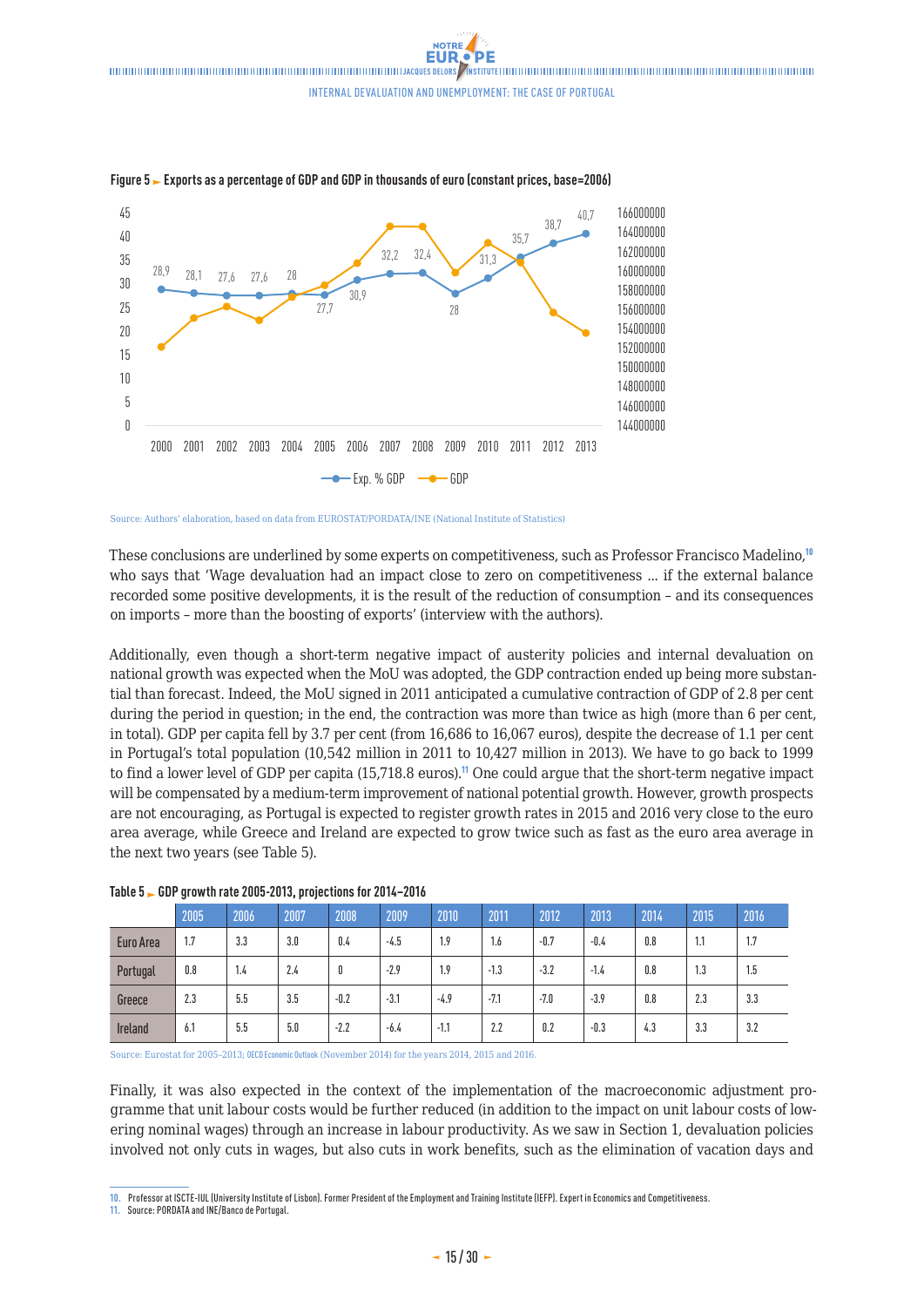**Figure 5 ► Exports as a percentage of GDP and GDP in thousands of euro (constant prices, base=2006)**

Source: Authors' elaboration, based on data from EUROSTAT/PORDATA/INE (National Institute of Statistics)

These conclusions are underlined by some experts on competitiveness, such as Professor Francisco Madelino,[10] who says that 'Wage devaluation had an impact close to zero on competitiveness ... if the external balance recorded some positive developments, it is the result of the reduction of consumption – and its consequences on imports – more than the boosting of exports' (interview with the authors).

Additionally, even though a short-term negative impact of austerity policies and internal devaluation on national growth was expected when the MoU was adopted, the GDP contraction ended up being more substantial than forecast. Indeed, the MoU signed in 2011 anticipated a cumulative contraction of GDP of 2.8 per cent during the period in question; in the end, the contraction was more than twice as high (more than 6 per cent, in total). GDP per capita fell by 3.7 per cent (from 16,686 to 16,067 euros), despite the decrease of 1.1 per cent in Portugal's total population (10,542 million in 2011 to 10,427 million in 2013). We have to go back to 1999 to find a lower level of GDP per capita (15,718.8 euros).[11] One could argue that the short-term negative impact will be compensated by a medium-term improvement of national potential growth. However, growth prospects are not encouraging, as Portugal is expected to register growth rates in 2015 and 2016 very close to the euro area average, while Greece and Ireland are expected to grow twice such as fast as the euro area average in the next two years (see Table 5).

**Table 5 ► GDP growth rate 2005-2013, projections for 2014–2016**

| | 2005 | 2006 | 2007 | 2008 | 2009 | 2010 | 2011 | 2012 | 2013 | 2014 | 2015 | 2016 |
|---|---|---|---|---|---|---|---|---|---|---|---|---|
| Euro Area | 1.7 | 3.3 | 3.0 | 0.4 | -4.5 | 1.9 | 1.6 | -0.7 | -0.4 | 0.8 | 1.1 | 1.7 |
| Portugal | 0.8 | 1.4 | 2.4 | 0 | -2.9 | 1.9 | -1.3 | -3.2 | -1.4 | 0.8 | 1.3 | 1.5 |
| Greece | 2.3 | 5.5 | 3.5 | -0.2 | -3.1 | -4.9 | -7.1 | -7.0 | -3.9 | 0.8 | 2.3 | 3.3 |
| Ireland | 6.1 | 5.5 | 5.0 | -2.2 | -6.4 | -1.1 | 2.2 | 0.2 | -0.3 | 4.3 | 3.3 | 3.2 |

Source: Eurostat for 2005-2013; OECD Economic Outlook (November 2014) for the years 2014, 2015 and 2016.

Finally, it was also expected in the context of the implementation of the macroeconomic adjustment programme that unit labour costs would be further reduced (in addition to the impact on unit labour costs of lowering nominal wages) through an increase in labour productivity. As we saw in Section 1, devaluation policies involved not only cuts in wages, but also cuts in work benefits, such as the elimination of vacation days and

10. Professor at ISCTE-IUL (University Institute of Lisbon). Former President of the Employment and Training Institute (IEFP). Expert in Economics and Competitiveness.
11. Source: PORDATA and INE/Banco de Portugal.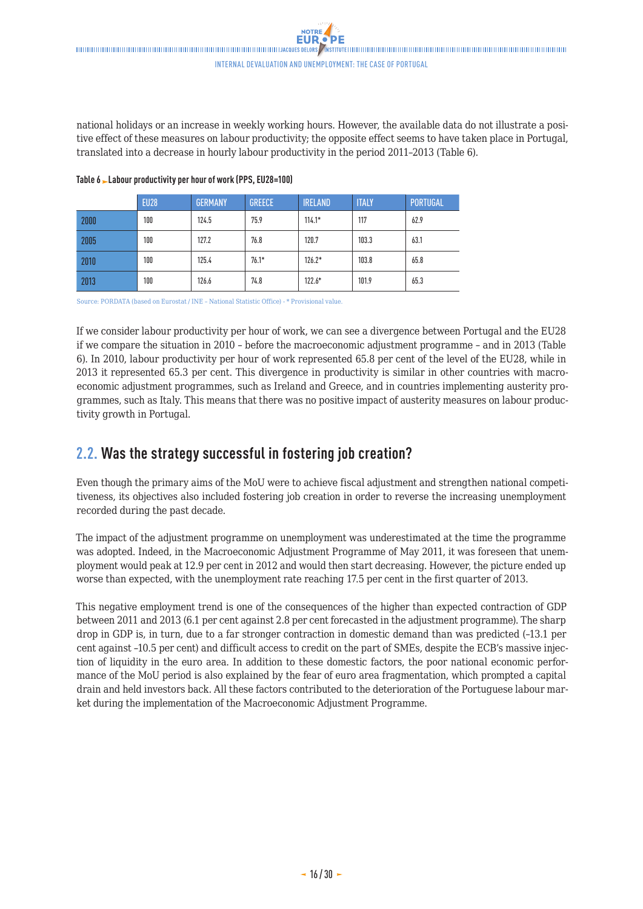national holidays or an increase in weekly working hours. However, the available data do not illustrate a positive effect of these measures on labour productivity; the opposite effect seems to have taken place in Portugal, translated into a decrease in hourly labour productivity in the period 2011-2013 (Table 6).

**Table 6 ► Labour productivity per hour of work (PPS, EU28=100)**

| | EU28 | GERMANY | GREECE | IRELAND | ITALY | PORTUGAL |
|---|---|---|---|---|---|---|
| 2000 | 100 | 124.5 | 75.9 | 114.1* | 117 | 62.9 |
| 2005 | 100 | 127.2 | 76.8 | 120.7 | 103.3 | 63.1 |
| 2010 | 100 | 125.4 | 76.1* | 126.2* | 103.8 | 65.8 |
| 2013 | 100 | 126.6 | 74.8 | 122.6* | 101.9 | 65.3 |

Source: PORDATA (based on Eurostat / INE – National Statistic Office) - * Provisional value.

If we consider labour productivity per hour of work, we can see a divergence between Portugal and the EU28 if we compare the situation in 2010 – before the macroeconomic adjustment programme – and in 2013 (Table 6). In 2010, labour productivity per hour of work represented 65.8 per cent of the level of the EU28, while in 2013 it represented 65.3 per cent. This divergence in productivity is similar in other countries with macroeconomic adjustment programmes, such as Ireland and Greece, and in countries implementing austerity programmes, such as Italy. This means that there was no positive impact of austerity measures on labour productivity growth in Portugal.

## 2.2. Was the strategy successful in fostering job creation?

Even though the primary aims of the MoU were to achieve fiscal adjustment and strengthen national competitiveness, its objectives also included fostering job creation in order to reverse the increasing unemployment recorded during the past decade.

The impact of the adjustment programme on unemployment was underestimated at the time the programme was adopted. Indeed, in the Macroeconomic Adjustment Programme of May 2011, it was foreseen that unemployment would peak at 12.9 per cent in 2012 and would then start decreasing. However, the picture ended up worse than expected, with the unemployment rate reaching 17.5 per cent in the first quarter of 2013.

This negative employment trend is one of the consequences of the higher than expected contraction of GDP between 2011 and 2013 (6.1 per cent against 2.8 per cent forecasted in the adjustment programme). The sharp drop in GDP is, in turn, due to a far stronger contraction in domestic demand than was predicted (-13.1 per cent against -10.5 per cent) and difficult access to credit on the part of SMEs, despite the ECB's massive injection of liquidity in the euro area. In addition to these domestic factors, the poor national economic performance of the MoU period is also explained by the fear of euro area fragmentation, which prompted a capital drain and held investors back. All these factors contributed to the deterioration of the Portuguese labour market during the implementation of the Macroeconomic Adjustment Programme.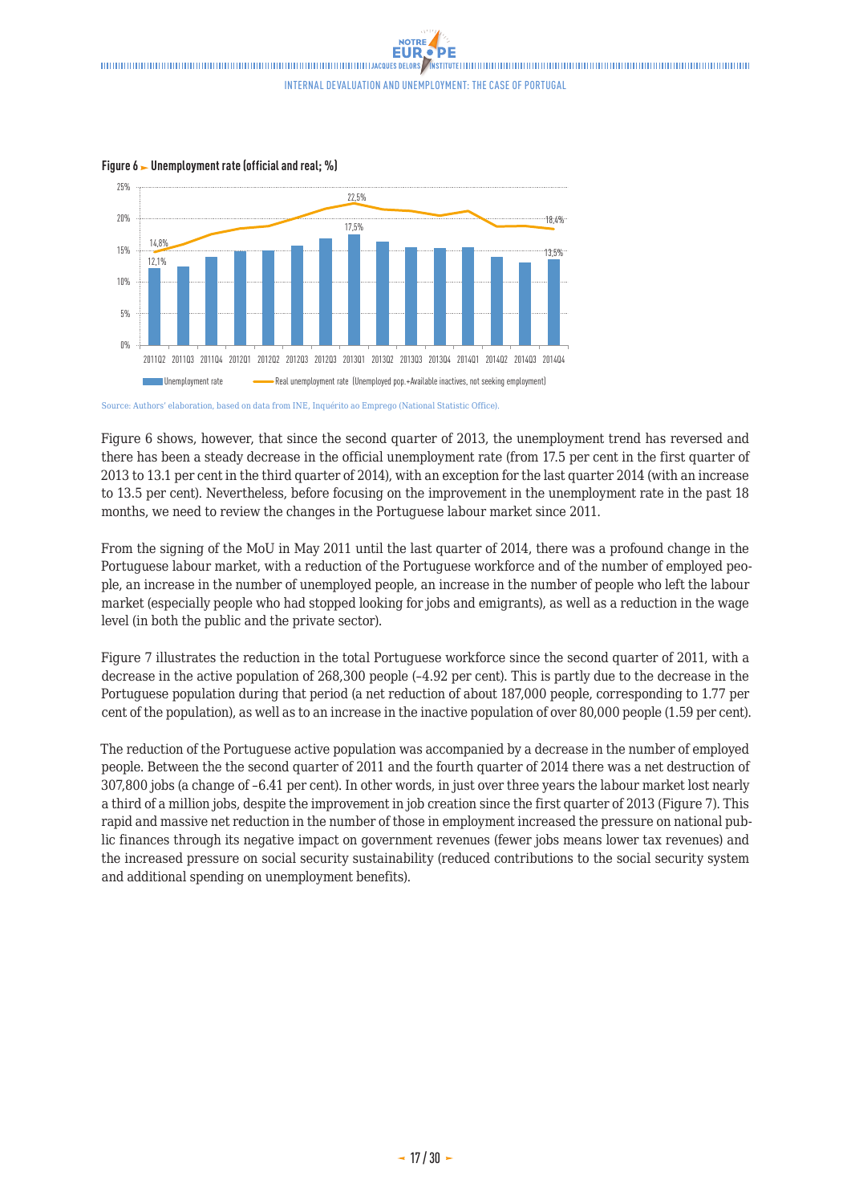**Figure 6 ► Unemployment rate (official and real; %)**

Source: Authors' elaboration, based on data from INE, Inquérito ao Emprego (National Statistic Office).

Figure 6 shows, however, that since the second quarter of 2013, the unemployment trend has reversed and there has been a steady decrease in the official unemployment rate (from 17.5 per cent in the first quarter of 2013 to 13.1 per cent in the third quarter of 2014), with an exception for the last quarter 2014 (with an increase to 13.5 per cent). Nevertheless, before focusing on the improvement in the unemployment rate in the past 18 months, we need to review the changes in the Portuguese labour market since 2011.

From the signing of the MoU in May 2011 until the last quarter of 2014, there was a profound change in the Portuguese labour market, with a reduction of the Portuguese workforce and of the number of employed people, an increase in the number of unemployed people, an increase in the number of people who left the labour market (especially people who had stopped looking for jobs and emigrants), as well as a reduction in the wage level (in both the public and the private sector).

Figure 7 illustrates the reduction in the total Portuguese workforce since the second quarter of 2011, with a decrease in the active population of 268,300 people (–4.92 per cent). This is partly due to the decrease in the Portuguese population during that period (a net reduction of about 187,000 people, corresponding to 1.77 per cent of the population), as well as to an increase in the inactive population of over 80,000 people (1.59 per cent).

The reduction of the Portuguese active population was accompanied by a decrease in the number of employed people. Between the the second quarter of 2011 and the fourth quarter of 2014 there was a net destruction of 307,800 jobs (a change of –6.41 per cent). In other words, in just over three years the labour market lost nearly a third of a million jobs, despite the improvement in job creation since the first quarter of 2013 (Figure 7). This rapid and massive net reduction in the number of those in employment increased the pressure on national public finances through its negative impact on government revenues (fewer jobs means lower tax revenues) and the increased pressure on social security sustainability (reduced contributions to the social security system and additional spending on unemployment benefits).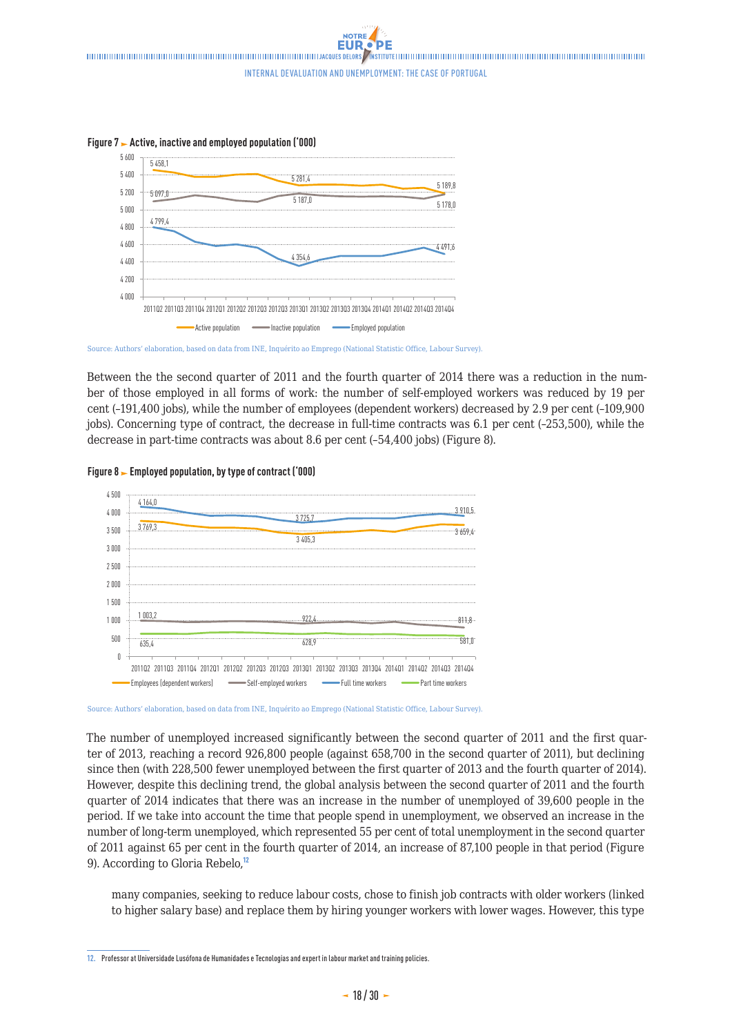**Figure 7** ► **Active, inactive and employed population ('000)**

Source: Authors' elaboration, based on data from INE, Inquérito ao Emprego (National Statistic Office, Labour Survey).

Between the the second quarter of 2011 and the fourth quarter of 2014 there was a reduction in the number of those employed in all forms of work: the number of self-employed workers was reduced by 19 per cent (–191,400 jobs), while the number of employees (dependent workers) decreased by 2.9 per cent (–109,900 jobs). Concerning type of contract, the decrease in full-time contracts was 6.1 per cent (–253,500), while the decrease in part-time contracts was about 8.6 per cent (–54,400 jobs) (Figure 8).

**Figure 8** ► **Employed population, by type of contract ('000)**

Source: Authors' elaboration, based on data from INE, Inquérito ao Emprego (National Statistic Office, Labour Survey).

The number of unemployed increased significantly between the second quarter of 2011 and the first quarter of 2013, reaching a record 926,800 people (against 658,700 in the second quarter of 2011), but declining since then (with 228,500 fewer unemployed between the first quarter of 2013 and the fourth quarter of 2014). However, despite this declining trend, the global analysis between the second quarter of 2011 and the fourth quarter of 2014 indicates that there was an increase in the number of unemployed of 39,600 people in the period. If we take into account the time that people spend in unemployment, we observed an increase in the number of long-term unemployed, which represented 55 per cent of total unemployment in the second quarter of 2011 against 65 per cent in the fourth quarter of 2014, an increase of 87,100 people in that period (Figure 9). According to Gloria Rebelo,[12]

> many companies, seeking to reduce labour costs, chose to finish job contracts with older workers (linked to higher salary base) and replace them by hiring younger workers with lower wages. However, this type

12. Professor at Universidade Lusófona de Humanidades e Tecnologias and expert in labour market and training policies.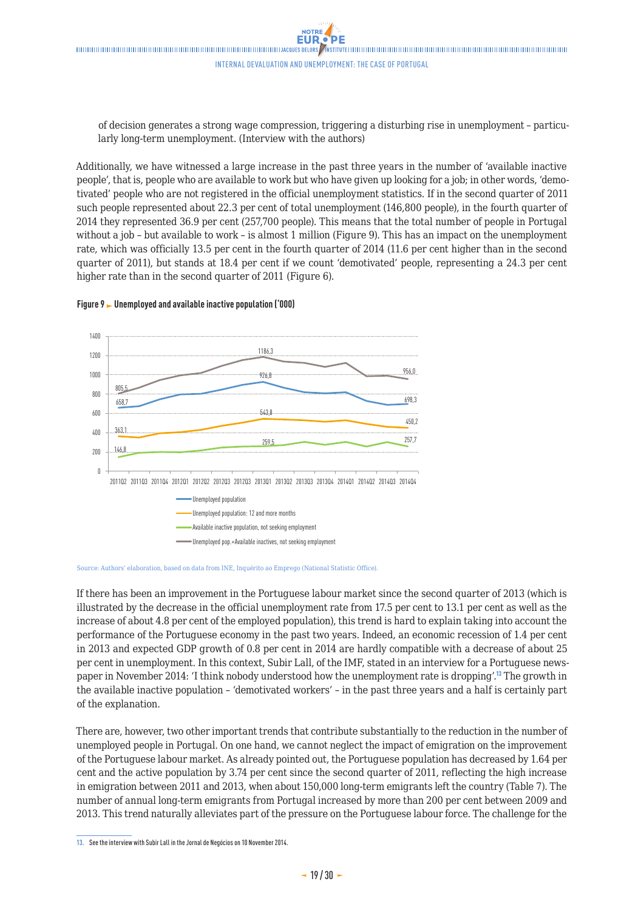of decision generates a strong wage compression, triggering a disturbing rise in unemployment – particularly long-term unemployment. (Interview with the authors)

Additionally, we have witnessed a large increase in the past three years in the number of 'available inactive people', that is, people who are available to work but who have given up looking for a job; in other words, 'demotivated' people who are not registered in the official unemployment statistics. If in the second quarter of 2011 such people represented about 22.3 per cent of total unemployment (146,800 people), in the fourth quarter of 2014 they represented 36.9 per cent (257,700 people). This means that the total number of people in Portugal without a job – but available to work – is almost 1 million (Figure 9). This has an impact on the unemployment rate, which was officially 13.5 per cent in the fourth quarter of 2014 (11.6 per cent higher than in the second quarter of 2011), but stands at 18.4 per cent if we count 'demotivated' people, representing a 24.3 per cent higher rate than in the second quarter of 2011 (Figure 6).

**Figure 9 ► Unemployed and available inactive population ('000)**

Series (labelled values): Unemployed population (2011Q2: 658,7; 2013Q1: 926,8; 2014Q4: 698,3); Unemployed population: 12 and more months (2011Q2: 363,1; 2013Q1: 543,8; 2014Q4: 450,2); Available inactive population, not seeking employment (2011Q2: 146,8; 2013Q1: 259,5; 2014Q4: 257,7); Unemployed pop.+Available inactives, not seeking employment (2011Q2: 805,5; 2013Q1: 1186,3; 2014Q4: 956,0).

Source: Authors' elaboration, based on data from INE, Inquérito ao Emprego (National Statistic Office).

If there has been an improvement in the Portuguese labour market since the second quarter of 2013 (which is illustrated by the decrease in the official unemployment rate from 17.5 per cent to 13.1 per cent as well as the increase of about 4.8 per cent of the employed population), this trend is hard to explain taking into account the performance of the Portuguese economy in the past two years. Indeed, an economic recession of 1.4 per cent in 2013 and expected GDP growth of 0.8 per cent in 2014 are hardly compatible with a decrease of about 25 per cent in unemployment. In this context, Subir Lall, of the IMF, stated in an interview for a Portuguese newspaper in November 2014: 'I think nobody understood how the unemployment rate is dropping'.[13] The growth in the available inactive population – 'demotivated workers' – in the past three years and a half is certainly part of the explanation.

There are, however, two other important trends that contribute substantially to the reduction in the number of unemployed people in Portugal. On one hand, we cannot neglect the impact of emigration on the improvement of the Portuguese labour market. As already pointed out, the Portuguese population has decreased by 1.64 per cent and the active population by 3.74 per cent since the second quarter of 2011, reflecting the high increase in emigration between 2011 and 2013, when about 150,000 long-term emigrants left the country (Table 7). The number of annual long-term emigrants from Portugal increased by more than 200 per cent between 2009 and 2013. This trend naturally alleviates part of the pressure on the Portuguese labour force. The challenge for the

13. See the interview with Subir Lall in the Jornal de Negócios on 10 November 2014.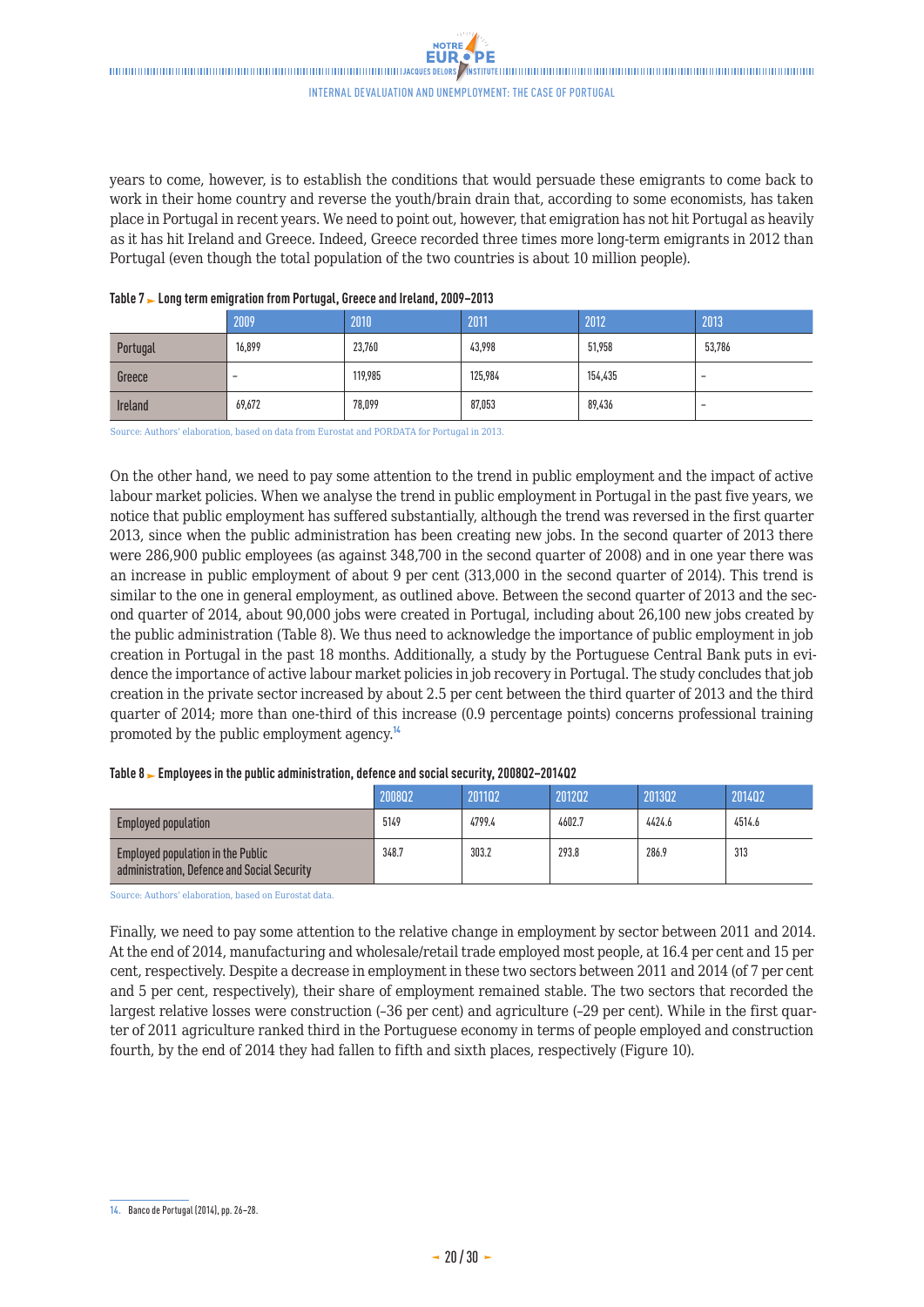years to come, however, is to establish the conditions that would persuade these emigrants to come back to work in their home country and reverse the youth/brain drain that, according to some economists, has taken place in Portugal in recent years. We need to point out, however, that emigration has not hit Portugal as heavily as it has hit Ireland and Greece. Indeed, Greece recorded three times more long-term emigrants in 2012 than Portugal (even though the total population of the two countries is about 10 million people).

**Table 7 ► Long term emigration from Portugal, Greece and Ireland, 2009-2013**

| | 2009 | 2010 | 2011 | 2012 | 2013 |
|---|---|---|---|---|---|
| Portugal | 16,899 | 23,760 | 43,998 | 51,958 | 53,786 |
| Greece | – | 119,985 | 125,984 | 154,435 | – |
| Ireland | 69,672 | 78,099 | 87,053 | 89,436 | – |

Source: Authors' elaboration, based on data from Eurostat and PORDATA for Portugal in 2013.

On the other hand, we need to pay some attention to the trend in public employment and the impact of active labour market policies. When we analyse the trend in public employment in Portugal in the past five years, we notice that public employment has suffered substantially, although the trend was reversed in the first quarter 2013, since when the public administration has been creating new jobs. In the second quarter of 2013 there were 286,900 public employees (as against 348,700 in the second quarter of 2008) and in one year there was an increase in public employment of about 9 per cent (313,000 in the second quarter of 2014). This trend is similar to the one in general employment, as outlined above. Between the second quarter of 2013 and the second quarter of 2014, about 90,000 jobs were created in Portugal, including about 26,100 new jobs created by the public administration (Table 8). We thus need to acknowledge the importance of public employment in job creation in Portugal in the past 18 months. Additionally, a study by the Portuguese Central Bank puts in evidence the importance of active labour market policies in job recovery in Portugal. The study concludes that job creation in the private sector increased by about 2.5 per cent between the third quarter of 2013 and the third quarter of 2014; more than one-third of this increase (0.9 percentage points) concerns professional training promoted by the public employment agency.[14]

**Table 8 ► Employees in the public administration, defence and social security, 2008Q2-2014Q2**

| | 2008Q2 | 2011Q2 | 2012Q2 | 2013Q2 | 2014Q2 |
|---|---|---|---|---|---|
| Employed population | 5149 | 4799.4 | 4602.7 | 4424.6 | 4514.6 |
| Employed population in the Public administration, Defence and Social Security | 348.7 | 303.2 | 293.8 | 286.9 | 313 |

Source: Authors' elaboration, based on Eurostat data.

Finally, we need to pay some attention to the relative change in employment by sector between 2011 and 2014. At the end of 2014, manufacturing and wholesale/retail trade employed most people, at 16.4 per cent and 15 per cent, respectively. Despite a decrease in employment in these two sectors between 2011 and 2014 (of 7 per cent and 5 per cent, respectively), their share of employment remained stable. The two sectors that recorded the largest relative losses were construction (-36 per cent) and agriculture (-29 per cent). While in the first quarter of 2011 agriculture ranked third in the Portuguese economy in terms of people employed and construction fourth, by the end of 2014 they had fallen to fifth and sixth places, respectively (Figure 10).

14. Banco de Portugal (2014), pp. 26-28.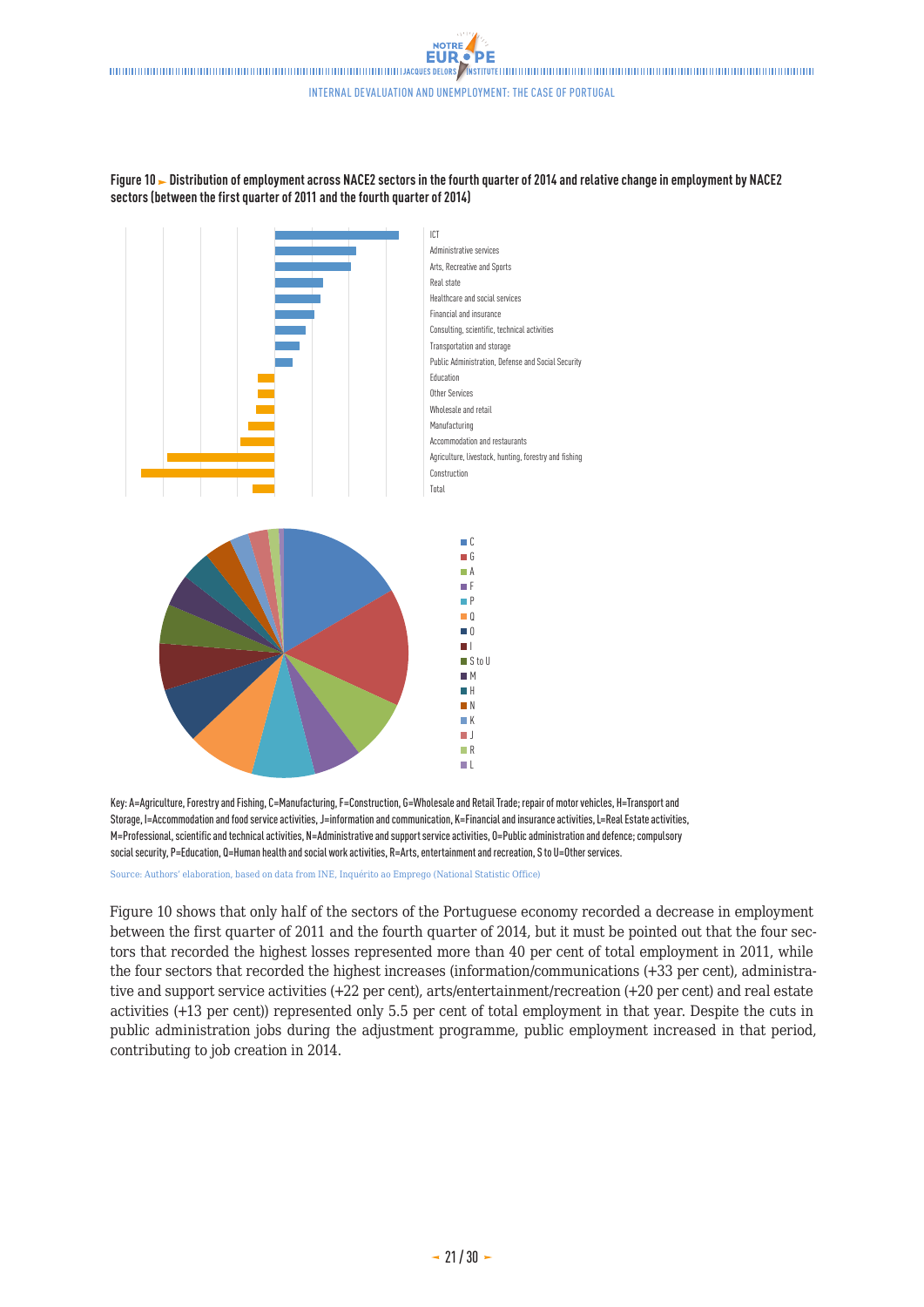**Figure 10 ► Distribution of employment across NACE2 sectors in the fourth quarter of 2014 and relative change in employment by NACE2 sectors (between the first quarter of 2011 and the fourth quarter of 2014)**

ICT
Administrative services
Arts, Recreative and Sports
Real state
Healthcare and social services
Financial and insurance
Consulting, scientific, technical activities
Transportation and storage
Public Administration, Defense and Social Security
Education
Other Services
Wholesale and retail
Manufacturing
Accommodation and restaurants
Agriculture, livestock, hunting, forestry and fishing
Construction
Total

C
G
A
F
P
Q
O
I
S to U
M
H
N
K
J
R
L

Key: A=Agriculture, Forestry and Fishing, C=Manufacturing, F=Construction, G=Wholesale and Retail Trade; repair of motor vehicles, H=Transport and Storage, I=Accommodation and food service activities, J=information and communication, K=Financial and insurance activities, L=Real Estate activities, M=Professional, scientific and technical activities, N=Administrative and support service activities, O=Public administration and defence; compulsory social security, P=Education, Q=Human health and social work activities, R=Arts, entertainment and recreation, S to U=Other services.

Source: Authors' elaboration, based on data from INE, Inquérito ao Emprego (National Statistic Office)

Figure 10 shows that only half of the sectors of the Portuguese economy recorded a decrease in employment between the first quarter of 2011 and the fourth quarter of 2014, but it must be pointed out that the four sectors that recorded the highest losses represented more than 40 per cent of total employment in 2011, while the four sectors that recorded the highest increases (information/communications (+33 per cent), administrative and support service activities (+22 per cent), arts/entertainment/recreation (+20 per cent) and real estate activities (+13 per cent)) represented only 5.5 per cent of total employment in that year. Despite the cuts in public administration jobs during the adjustment programme, public employment increased in that period, contributing to job creation in 2014.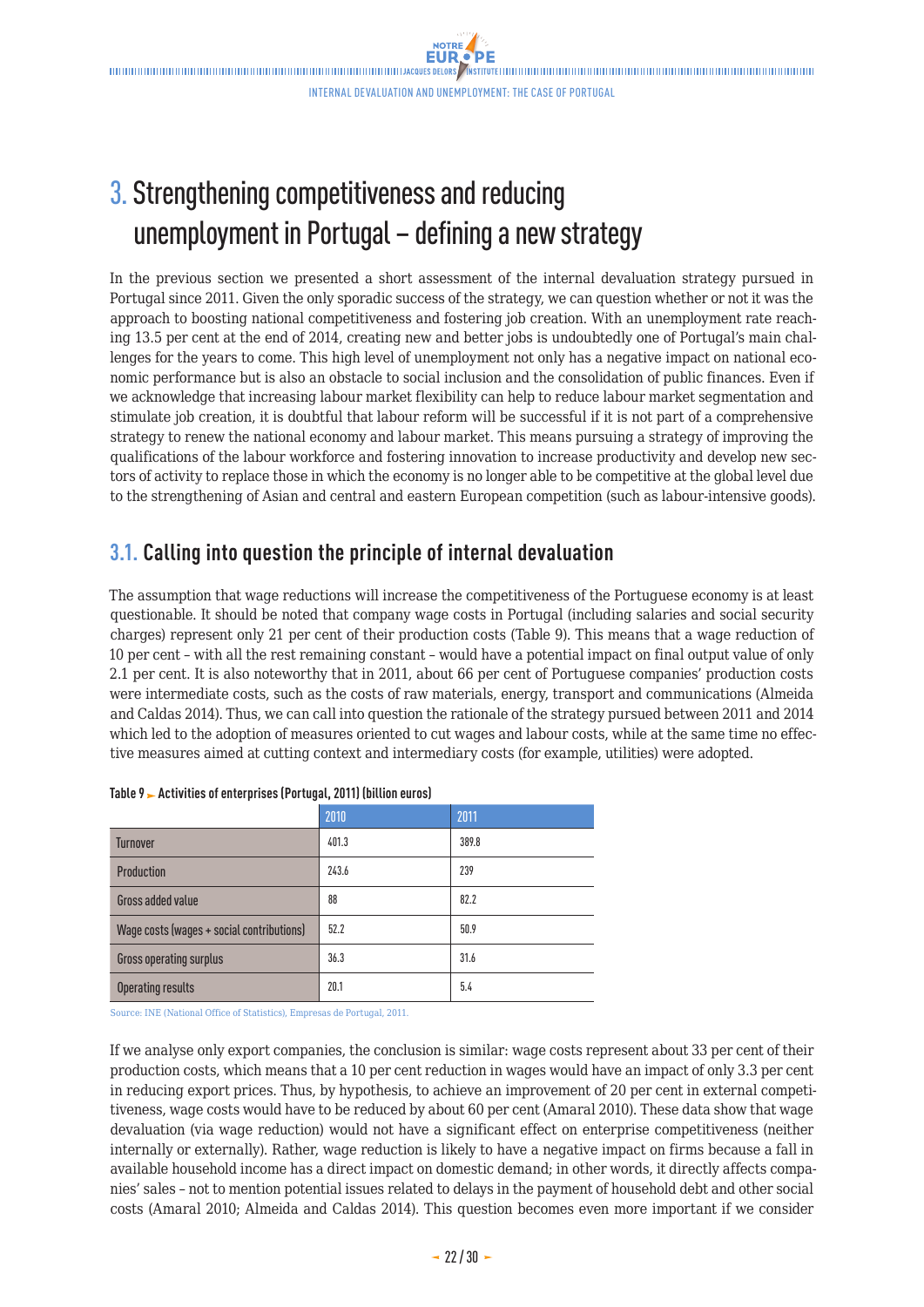# 3. Strengthening competitiveness and reducing unemployment in Portugal – defining a new strategy

In the previous section we presented a short assessment of the internal devaluation strategy pursued in Portugal since 2011. Given the only sporadic success of the strategy, we can question whether or not it was the approach to boosting national competitiveness and fostering job creation. With an unemployment rate reaching 13.5 per cent at the end of 2014, creating new and better jobs is undoubtedly one of Portugal's main challenges for the years to come. This high level of unemployment not only has a negative impact on national economic performance but is also an obstacle to social inclusion and the consolidation of public finances. Even if we acknowledge that increasing labour market flexibility can help to reduce labour market segmentation and stimulate job creation, it is doubtful that labour reform will be successful if it is not part of a comprehensive strategy to renew the national economy and labour market. This means pursuing a strategy of improving the qualifications of the labour workforce and fostering innovation to increase productivity and develop new sectors of activity to replace those in which the economy is no longer able to be competitive at the global level due to the strengthening of Asian and central and eastern European competition (such as labour-intensive goods).

## 3.1. Calling into question the principle of internal devaluation

The assumption that wage reductions will increase the competitiveness of the Portuguese economy is at least questionable. It should be noted that company wage costs in Portugal (including salaries and social security charges) represent only 21 per cent of their production costs (Table 9). This means that a wage reduction of 10 per cent – with all the rest remaining constant – would have a potential impact on final output value of only 2.1 per cent. It is also noteworthy that in 2011, about 66 per cent of Portuguese companies' production costs were intermediate costs, such as the costs of raw materials, energy, transport and communications (Almeida and Caldas 2014). Thus, we can call into question the rationale of the strategy pursued between 2011 and 2014 which led to the adoption of measures oriented to cut wages and labour costs, while at the same time no effective measures aimed at cutting context and intermediary costs (for example, utilities) were adopted.

**Table 9 ► Activities of enterprises (Portugal, 2011) (billion euros)**

| | 2010 | 2011 |
|---|---|---|
| Turnover | 401.3 | 389.8 |
| Production | 243.6 | 239 |
| Gross added value | 88 | 82.2 |
| Wage costs (wages + social contributions) | 52.2 | 50.9 |
| Gross operating surplus | 36.3 | 31.6 |
| Operating results | 20.1 | 5.4 |

Source: INE (National Office of Statistics), Empresas de Portugal, 2011.

If we analyse only export companies, the conclusion is similar: wage costs represent about 33 per cent of their production costs, which means that a 10 per cent reduction in wages would have an impact of only 3.3 per cent in reducing export prices. Thus, by hypothesis, to achieve an improvement of 20 per cent in external competitiveness, wage costs would have to be reduced by about 60 per cent (Amaral 2010). These data show that wage devaluation (via wage reduction) would not have a significant effect on enterprise competitiveness (neither internally or externally). Rather, wage reduction is likely to have a negative impact on firms because a fall in available household income has a direct impact on domestic demand; in other words, it directly affects companies' sales – not to mention potential issues related to delays in the payment of household debt and other social costs (Amaral 2010; Almeida and Caldas 2014). This question becomes even more important if we consider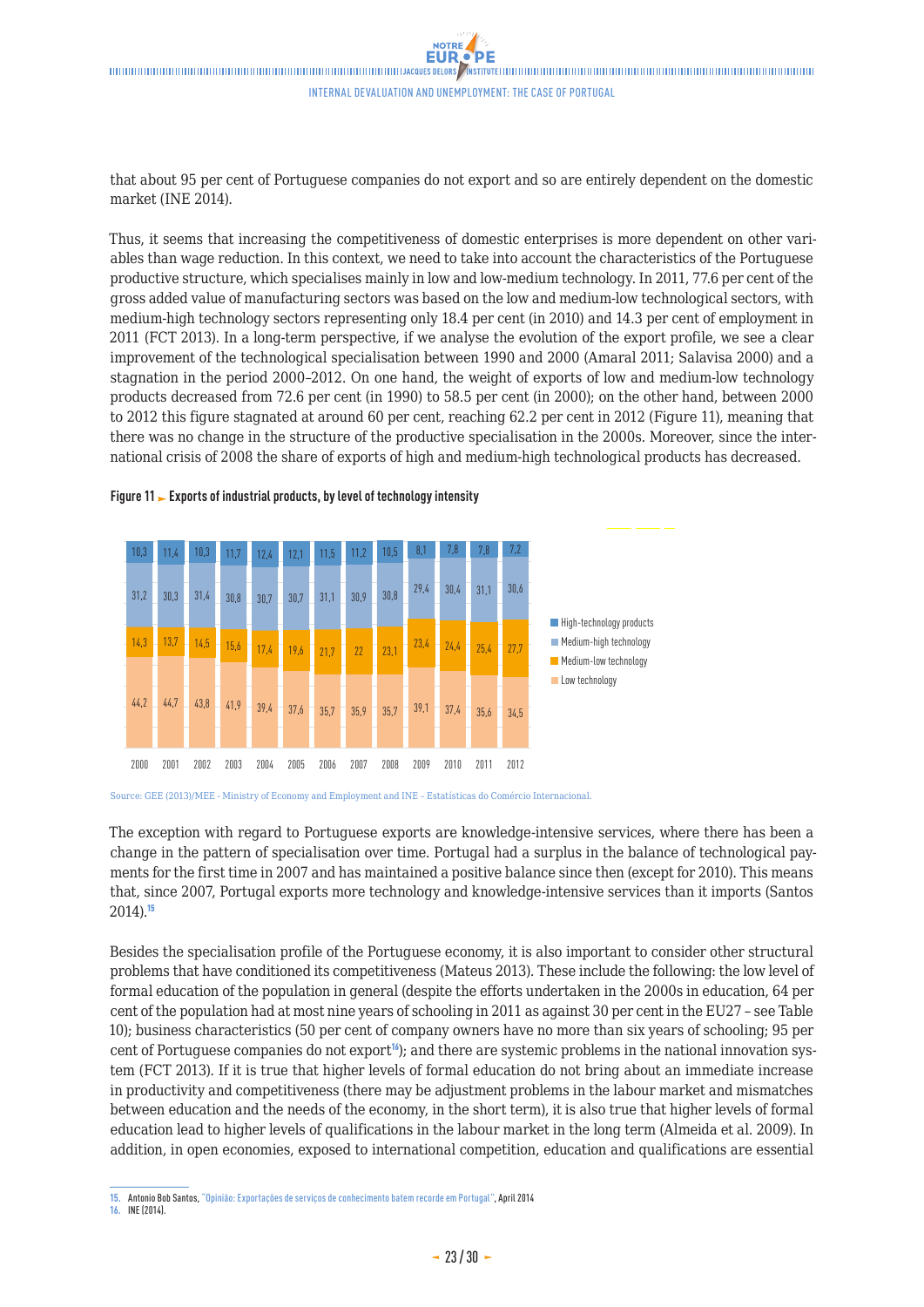that about 95 per cent of Portuguese companies do not export and so are entirely dependent on the domestic market (INE 2014).

Thus, it seems that increasing the competitiveness of domestic enterprises is more dependent on other variables than wage reduction. In this context, we need to take into account the characteristics of the Portuguese productive structure, which specialises mainly in low and low-medium technology. In 2011, 77.6 per cent of the gross added value of manufacturing sectors was based on the low and medium-low technological sectors, with medium-high technology sectors representing only 18.4 per cent (in 2010) and 14.3 per cent of employment in 2011 (FCT 2013). In a long-term perspective, if we analyse the evolution of the export profile, we see a clear improvement of the technological specialisation between 1990 and 2000 (Amaral 2011; Salavisa 2000) and a stagnation in the period 2000–2012. On one hand, the weight of exports of low and medium-low technology products decreased from 72.6 per cent (in 1990) to 58.5 per cent (in 2000); on the other hand, between 2000 to 2012 this figure stagnated at around 60 per cent, reaching 62.2 per cent in 2012 (Figure 11), meaning that there was no change in the structure of the productive specialisation in the 2000s. Moreover, since the international crisis of 2008 the share of exports of high and medium-high technological products has decreased.

**Figure 11 ► Exports of industrial products, by level of technology intensity**

| | 2000 | 2001 | 2002 | 2003 | 2004 | 2005 | 2006 | 2007 | 2008 | 2009 | 2010 | 2011 | 2012 |
|---|---|---|---|---|---|---|---|---|---|---|---|---|---|
| High-technology products | 10,3 | 11,4 | 10,3 | 11,7 | 12,4 | 12,1 | 11,5 | 11,2 | 10,5 | 8,1 | 7,8 | 7,8 | 7,2 |
| Medium-high technology | 31,2 | 30,3 | 31,4 | 30,8 | 30,7 | 30,7 | 31,1 | 30,9 | 30,8 | 29,4 | 30,4 | 31,1 | 30,6 |
| Medium-low technology | 14,3 | 13,7 | 14,5 | 15,6 | 17,4 | 19,6 | 21,7 | 22 | 23,1 | 23,4 | 24,4 | 25,4 | 27,7 |
| Low technology | 44,2 | 44,7 | 43,8 | 41,9 | 39,4 | 37,6 | 35,7 | 35,9 | 35,7 | 39,1 | 37,4 | 35,6 | 34,5 |

Source: GEE (2013)/MEE - Ministry of Economy and Employment and INE – Estatísticas do Comércio Internacional.

The exception with regard to Portuguese exports are knowledge-intensive services, where there has been a change in the pattern of specialisation over time. Portugal had a surplus in the balance of technological payments for the first time in 2007 and has maintained a positive balance since then (except for 2010). This means that, since 2007, Portugal exports more technology and knowledge-intensive services than it imports (Santos 2014).[15]

Besides the specialisation profile of the Portuguese economy, it is also important to consider other structural problems that have conditioned its competitiveness (Mateus 2013). These include the following: the low level of formal education of the population in general (despite the efforts undertaken in the 2000s in education, 64 per cent of the population had at most nine years of schooling in 2011 as against 30 per cent in the EU27 – see Table 10); business characteristics (50 per cent of company owners have no more than six years of schooling; 95 per cent of Portuguese companies do not export[16]); and there are systemic problems in the national innovation system (FCT 2013). If it is true that higher levels of formal education do not bring about an immediate increase in productivity and competitiveness (there may be adjustment problems in the labour market and mismatches between education and the needs of the economy, in the short term), it is also true that higher levels of formal education lead to higher levels of qualifications in the labour market in the long term (Almeida et al. 2009). In addition, in open economies, exposed to international competition, education and qualifications are essential

15. Antonio Bob Santos, "Opinião: Exportações de serviços de conhecimento batem recorde em Portugal", April 2014
16. INE (2014).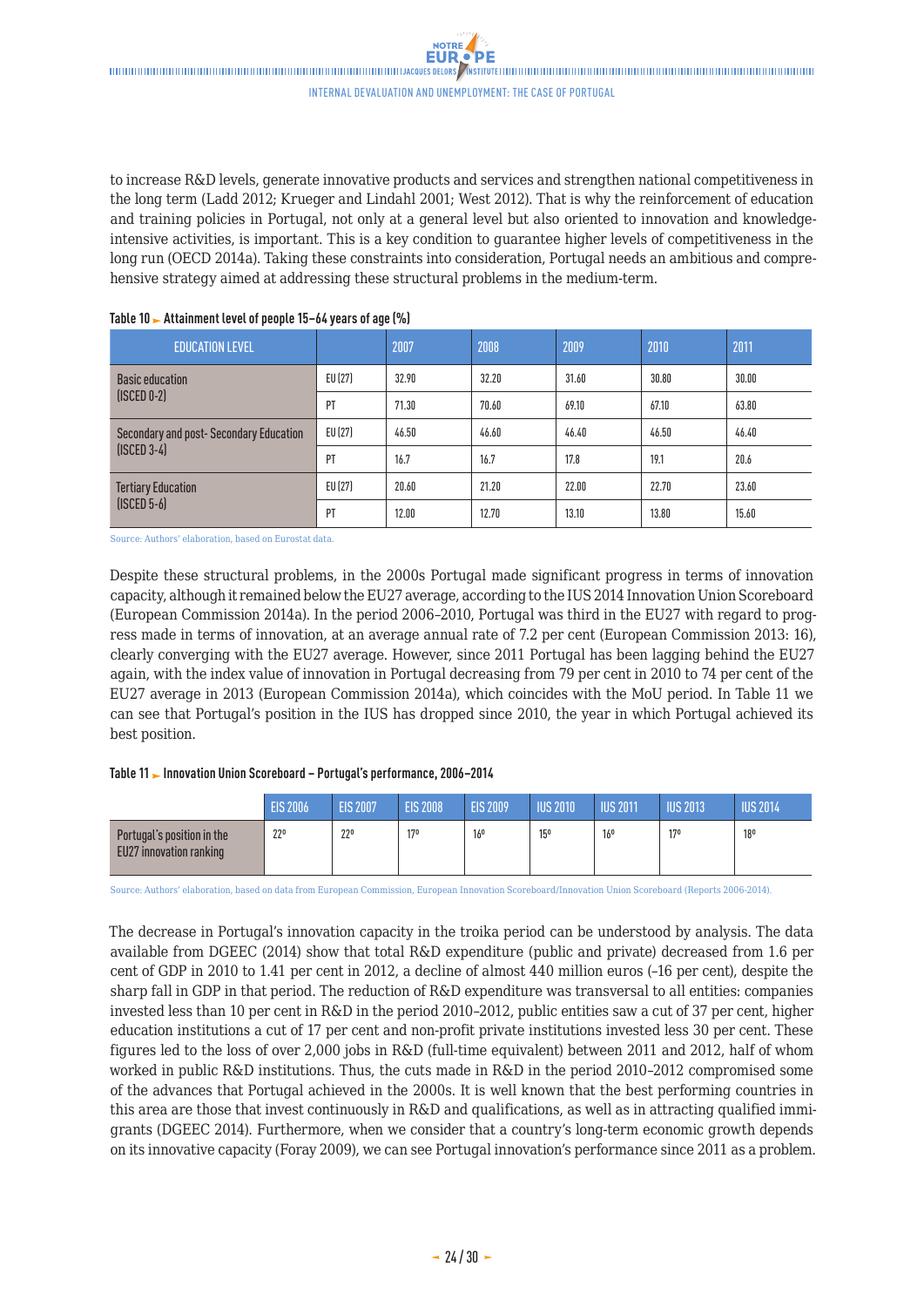to increase R&D levels, generate innovative products and services and strengthen national competitiveness in the long term (Ladd 2012; Krueger and Lindahl 2001; West 2012). That is why the reinforcement of education and training policies in Portugal, not only at a general level but also oriented to innovation and knowledge-intensive activities, is important. This is a key condition to guarantee higher levels of competitiveness in the long run (OECD 2014a). Taking these constraints into consideration, Portugal needs an ambitious and comprehensive strategy aimed at addressing these structural problems in the medium-term.

**Table 10 ► Attainment level of people 15–64 years of age (%)**

| EDUCATION LEVEL | | 2007 | 2008 | 2009 | 2010 | 2011 |
|---|---|---|---|---|---|---|
| Basic education (ISCED 0-2) | EU (27) | 32.90 | 32.20 | 31.60 | 30.80 | 30.00 |
| | PT | 71.30 | 70.60 | 69.10 | 67.10 | 63.80 |
| Secondary and post- Secondary Education (ISCED 3-4) | EU (27) | 46.50 | 46.60 | 46.40 | 46.50 | 46.40 |
| | PT | 16.7 | 16.7 | 17.8 | 19.1 | 20.6 |
| Tertiary Education (ISCED 5-6) | EU (27) | 20.60 | 21.20 | 22.00 | 22.70 | 23.60 |
| | PT | 12.00 | 12.70 | 13.10 | 13.80 | 15.60 |

Source: Authors' elaboration, based on Eurostat data.

Despite these structural problems, in the 2000s Portugal made significant progress in terms of innovation capacity, although it remained below the EU27 average, according to the IUS 2014 Innovation Union Scoreboard (European Commission 2014a). In the period 2006–2010, Portugal was third in the EU27 with regard to progress made in terms of innovation, at an average annual rate of 7.2 per cent (European Commission 2013: 16), clearly converging with the EU27 average. However, since 2011 Portugal has been lagging behind the EU27 again, with the index value of innovation in Portugal decreasing from 79 per cent in 2010 to 74 per cent of the EU27 average in 2013 (European Commission 2014a), which coincides with the MoU period. In Table 11 we can see that Portugal's position in the IUS has dropped since 2010, the year in which Portugal achieved its best position.

**Table 11 ► Innovation Union Scoreboard – Portugal's performance, 2006–2014**

| | EIS 2006 | EIS 2007 | EIS 2008 | EIS 2009 | IUS 2010 | IUS 2011 | IUS 2013 | IUS 2014 |
|---|---|---|---|---|---|---|---|---|
| Portugal's position in the EU27 innovation ranking | 22º | 22º | 17º | 16º | 15º | 16º | 17º | 18º |

Source: Authors' elaboration, based on data from European Commission, European Innovation Scoreboard/Innovation Union Scoreboard (Reports 2006-2014).

The decrease in Portugal's innovation capacity in the troika period can be understood by analysis. The data available from DGEEC (2014) show that total R&D expenditure (public and private) decreased from 1.6 per cent of GDP in 2010 to 1.41 per cent in 2012, a decline of almost 440 million euros (–16 per cent), despite the sharp fall in GDP in that period. The reduction of R&D expenditure was transversal to all entities: companies invested less than 10 per cent in R&D in the period 2010–2012, public entities saw a cut of 37 per cent, higher education institutions a cut of 17 per cent and non-profit private institutions invested less 30 per cent. These figures led to the loss of over 2,000 jobs in R&D (full-time equivalent) between 2011 and 2012, half of whom worked in public R&D institutions. Thus, the cuts made in R&D in the period 2010–2012 compromised some of the advances that Portugal achieved in the 2000s. It is well known that the best performing countries in this area are those that invest continuously in R&D and qualifications, as well as in attracting qualified immigrants (DGEEC 2014). Furthermore, when we consider that a country's long-term economic growth depends on its innovative capacity (Foray 2009), we can see Portugal innovation's performance since 2011 as a problem.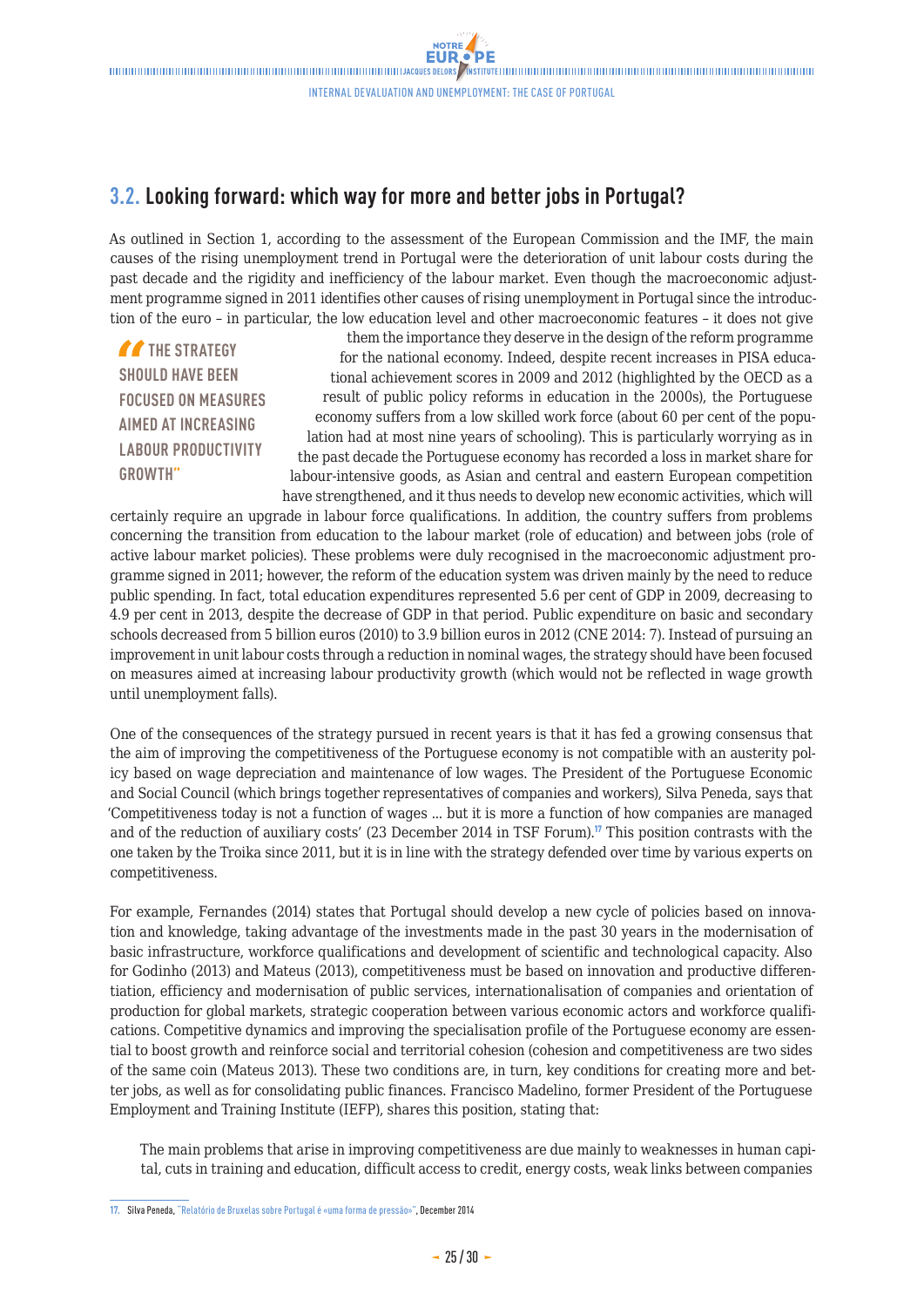## 3.2. Looking forward: which way for more and better jobs in Portugal?

As outlined in Section 1, according to the assessment of the European Commission and the IMF, the main causes of the rising unemployment trend in Portugal were the deterioration of unit labour costs during the past decade and the rigidity and inefficiency of the labour market. Even though the macroeconomic adjustment programme signed in 2011 identifies other causes of rising unemployment in Portugal since the introduction of the euro – in particular, the low education level and other macroeconomic features – it does not give them the importance they deserve in the design of the reform programme for the national economy. Indeed, despite recent increases in PISA educational achievement scores in 2009 and 2012 (highlighted by the OECD as a result of public policy reforms in education in the 2000s), the Portuguese economy suffers from a low skilled work force (about 60 per cent of the population had at most nine years of schooling). This is particularly worrying as in the past decade the Portuguese economy has recorded a loss in market share for labour-intensive goods, as Asian and central and eastern European competition have strengthened, and it thus needs to develop new economic activities, which will certainly require an upgrade in labour force qualifications. In addition, the country suffers from problems concerning the transition from education to the labour market (role of education) and between jobs (role of active labour market policies). These problems were duly recognised in the macroeconomic adjustment programme signed in 2011; however, the reform of the education system was driven mainly by the need to reduce public spending. In fact, total education expenditures represented 5.6 per cent of GDP in 2009, decreasing to 4.9 per cent in 2013, despite the decrease of GDP in that period. Public expenditure on basic and secondary schools decreased from 5 billion euros (2010) to 3.9 billion euros in 2012 (CNE 2014: 7). Instead of pursuing an improvement in unit labour costs through a reduction in nominal wages, the strategy should have been focused on measures aimed at increasing labour productivity growth (which would not be reflected in wage growth until unemployment falls).

> "THE STRATEGY SHOULD HAVE BEEN FOCUSED ON MEASURES AIMED AT INCREASING LABOUR PRODUCTIVITY GROWTH"

One of the consequences of the strategy pursued in recent years is that it has fed a growing consensus that the aim of improving the competitiveness of the Portuguese economy is not compatible with an austerity policy based on wage depreciation and maintenance of low wages. The President of the Portuguese Economic and Social Council (which brings together representatives of companies and workers), Silva Peneda, says that 'Competitiveness today is not a function of wages ... but it is more a function of how companies are managed and of the reduction of auxiliary costs' (23 December 2014 in TSF Forum).[17] This position contrasts with the one taken by the Troika since 2011, but it is in line with the strategy defended over time by various experts on competitiveness.

For example, Fernandes (2014) states that Portugal should develop a new cycle of policies based on innovation and knowledge, taking advantage of the investments made in the past 30 years in the modernisation of basic infrastructure, workforce qualifications and development of scientific and technological capacity. Also for Godinho (2013) and Mateus (2013), competitiveness must be based on innovation and productive differentiation, efficiency and modernisation of public services, internationalisation of companies and orientation of production for global markets, strategic cooperation between various economic actors and workforce qualifications. Competitive dynamics and improving the specialisation profile of the Portuguese economy are essential to boost growth and reinforce social and territorial cohesion (cohesion and competitiveness are two sides of the same coin (Mateus 2013). These two conditions are, in turn, key conditions for creating more and better jobs, as well as for consolidating public finances. Francisco Madelino, former President of the Portuguese Employment and Training Institute (IEFP), shares this position, stating that:

> The main problems that arise in improving competitiveness are due mainly to weaknesses in human capital, cuts in training and education, difficult access to credit, energy costs, weak links between companies

---

17. Silva Peneda, "Relatório de Bruxelas sobre Portugal é «uma forma de pressão»", December 2014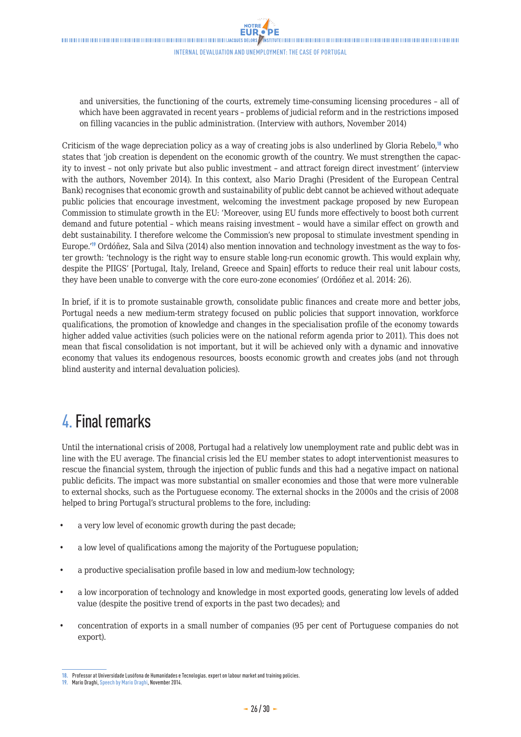and universities, the functioning of the courts, extremely time-consuming licensing procedures – all of which have been aggravated in recent years – problems of judicial reform and in the restrictions imposed on filling vacancies in the public administration. (Interview with authors, November 2014)

Criticism of the wage depreciation policy as a way of creating jobs is also underlined by Gloria Rebelo,[18] who states that 'job creation is dependent on the economic growth of the country. We must strengthen the capacity to invest – not only private but also public investment – and attract foreign direct investment' (interview with the authors, November 2014). In this context, also Mario Draghi (President of the European Central Bank) recognises that economic growth and sustainability of public debt cannot be achieved without adequate public policies that encourage investment, welcoming the investment package proposed by new European Commission to stimulate growth in the EU: 'Moreover, using EU funds more effectively to boost both current demand and future potential – which means raising investment – would have a similar effect on growth and debt sustainability. I therefore welcome the Commission's new proposal to stimulate investment spending in Europe.'[19] Ordóñez, Sala and Silva (2014) also mention innovation and technology investment as the way to foster growth: 'technology is the right way to ensure stable long-run economic growth. This would explain why, despite the PIIGS' [Portugal, Italy, Ireland, Greece and Spain] efforts to reduce their real unit labour costs, they have been unable to converge with the core euro-zone economies' (Ordóñez et al. 2014: 26).

In brief, if it is to promote sustainable growth, consolidate public finances and create more and better jobs, Portugal needs a new medium-term strategy focused on public policies that support innovation, workforce qualifications, the promotion of knowledge and changes in the specialisation profile of the economy towards higher added value activities (such policies were on the national reform agenda prior to 2011). This does not mean that fiscal consolidation is not important, but it will be achieved only with a dynamic and innovative economy that values its endogenous resources, boosts economic growth and creates jobs (and not through blind austerity and internal devaluation policies).

# 4. Final remarks

Until the international crisis of 2008, Portugal had a relatively low unemployment rate and public debt was in line with the EU average. The financial crisis led the EU member states to adopt interventionist measures to rescue the financial system, through the injection of public funds and this had a negative impact on national public deficits. The impact was more substantial on smaller economies and those that were more vulnerable to external shocks, such as the Portuguese economy. The external shocks in the 2000s and the crisis of 2008 helped to bring Portugal's structural problems to the fore, including:

- a very low level of economic growth during the past decade;
- a low level of qualifications among the majority of the Portuguese population;
- a productive specialisation profile based in low and medium-low technology;
- a low incorporation of technology and knowledge in most exported goods, generating low levels of added value (despite the positive trend of exports in the past two decades); and
- concentration of exports in a small number of companies (95 per cent of Portuguese companies do not export).

---

18. Professor at Universidade Lusófona de Humanidades e Tecnologias. expert on labour market and training policies.
19. Mario Draghi, Speech by Mario Draghi, November 2014.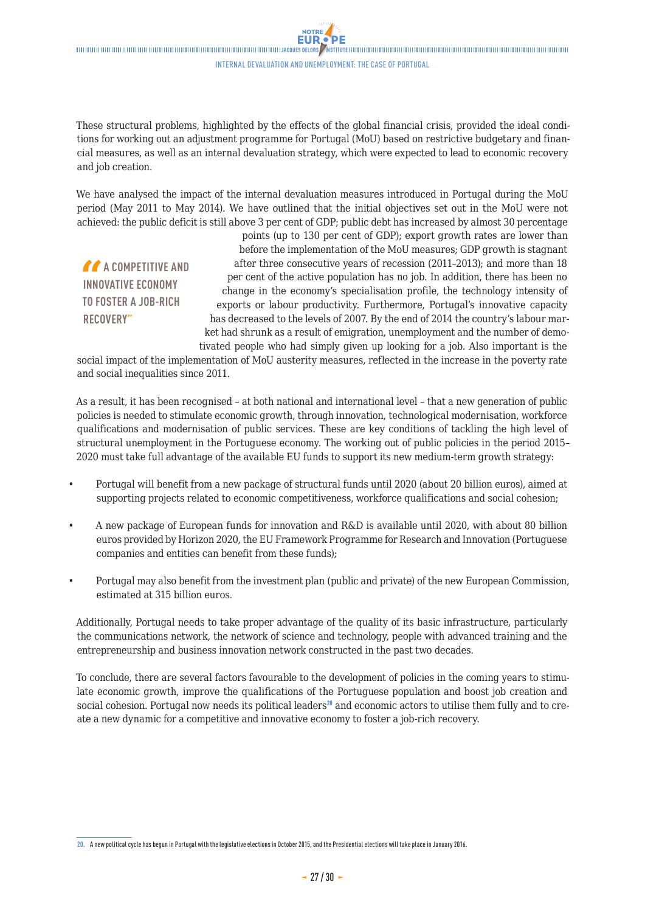These structural problems, highlighted by the effects of the global financial crisis, provided the ideal conditions for working out an adjustment programme for Portugal (MoU) based on restrictive budgetary and financial measures, as well as an internal devaluation strategy, which were expected to lead to economic recovery and job creation.

We have analysed the impact of the internal devaluation measures introduced in Portugal during the MoU period (May 2011 to May 2014). We have outlined that the initial objectives set out in the MoU were not achieved: the public deficit is still above 3 per cent of GDP; public debt has increased by almost 30 percentage points (up to 130 per cent of GDP); export growth rates are lower than before the implementation of the MoU measures; GDP growth is stagnant after three consecutive years of recession (2011–2013); and more than 18 per cent of the active population has no job. In addition, there has been no change in the economy's specialisation profile, the technology intensity of exports or labour productivity. Furthermore, Portugal's innovative capacity has decreased to the levels of 2007. By the end of 2014 the country's labour market had shrunk as a result of emigration, unemployment and the number of demotivated people who had simply given up looking for a job. Also important is the social impact of the implementation of MoU austerity measures, reflected in the increase in the poverty rate and social inequalities since 2011.

> "A COMPETITIVE AND INNOVATIVE ECONOMY TO FOSTER A JOB-RICH RECOVERY"

As a result, it has been recognised – at both national and international level – that a new generation of public policies is needed to stimulate economic growth, through innovation, technological modernisation, workforce qualifications and modernisation of public services. These are key conditions of tackling the high level of structural unemployment in the Portuguese economy. The working out of public policies in the period 2015–2020 must take full advantage of the available EU funds to support its new medium-term growth strategy:

- Portugal will benefit from a new package of structural funds until 2020 (about 20 billion euros), aimed at supporting projects related to economic competitiveness, workforce qualifications and social cohesion;
- A new package of European funds for innovation and R&D is available until 2020, with about 80 billion euros provided by Horizon 2020, the EU Framework Programme for Research and Innovation (Portuguese companies and entities can benefit from these funds);
- Portugal may also benefit from the investment plan (public and private) of the new European Commission, estimated at 315 billion euros.

Additionally, Portugal needs to take proper advantage of the quality of its basic infrastructure, particularly the communications network, the network of science and technology, people with advanced training and the entrepreneurship and business innovation network constructed in the past two decades.

To conclude, there are several factors favourable to the development of policies in the coming years to stimulate economic growth, improve the qualifications of the Portuguese population and boost job creation and social cohesion. Portugal now needs its political leaders[20] and economic actors to utilise them fully and to create a new dynamic for a competitive and innovative economy to foster a job-rich recovery.

20. A new political cycle has begun in Portugal with the legislative elections in October 2015, and the Presidential elections will take place in January 2016.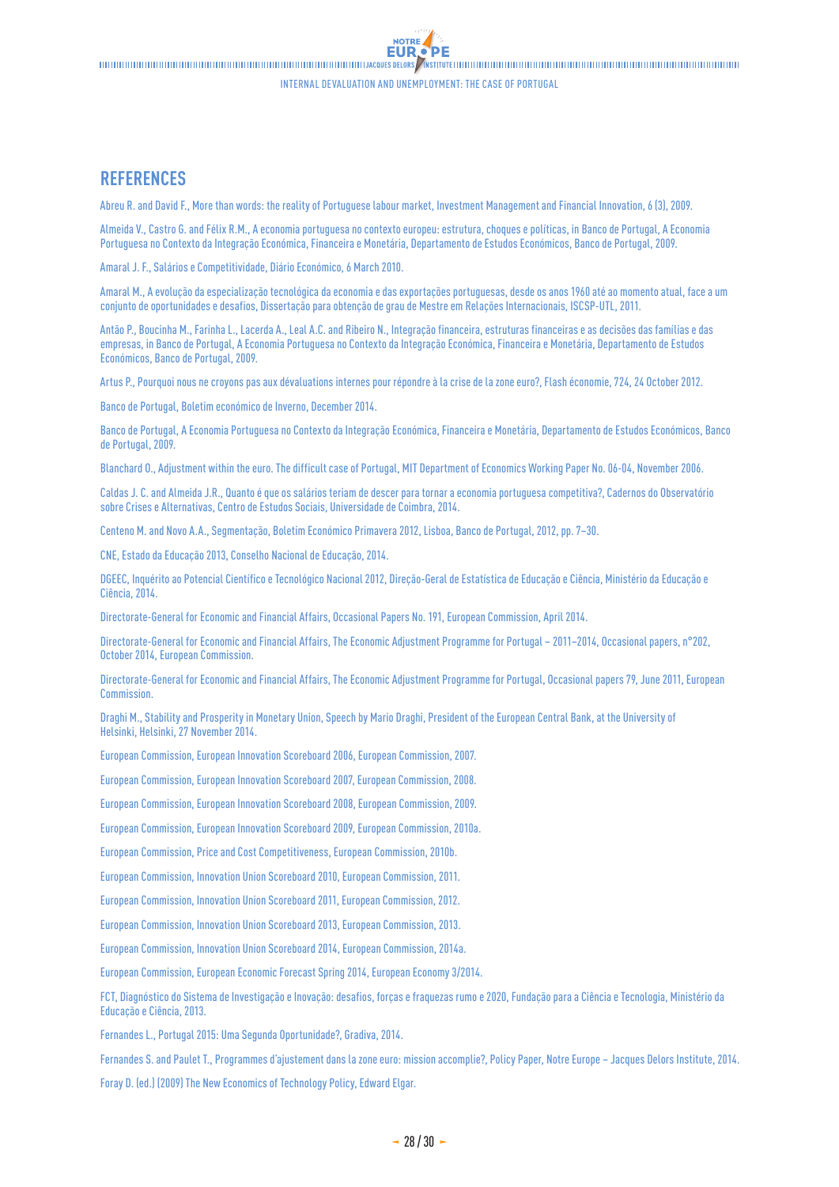## REFERENCES

Abreu R. and David F., More than words: the reality of Portuguese labour market, Investment Management and Financial Innovation, 6 (3), 2009.

Almeida V., Castro G. and Félix R.M., A economia portuguesa no contexto europeu: estrutura, choques e políticas, in Banco de Portugal, A Economia Portuguesa no Contexto da Integração Económica, Financeira e Monetária, Departamento de Estudos Económicos, Banco de Portugal, 2009.

Amaral J. F., Salários e Competitividade, Diário Económico, 6 March 2010.

Amaral M., A evolução da especialização tecnológica da economia e das exportações portuguesas, desde os anos 1960 até ao momento atual, face a um conjunto de oportunidades e desafios, Dissertação para obtenção de grau de Mestre em Relações Internacionais, ISCSP-UTL, 2011.

Antão P., Boucinha M., Farinha L., Lacerda A., Leal A.C. and Ribeiro N., Integração financeira, estruturas financeiras e as decisões das famílias e das empresas, in Banco de Portugal, A Economia Portuguesa no Contexto da Integração Económica, Financeira e Monetária, Departamento de Estudos Económicos, Banco de Portugal, 2009.

Artus P., Pourquoi nous ne croyons pas aux dévaluations internes pour répondre à la crise de la zone euro?, Flash économie, 724, 24 October 2012.

Banco de Portugal, Boletim económico de Inverno, December 2014.

Banco de Portugal, A Economia Portuguesa no Contexto da Integração Económica, Financeira e Monetária, Departamento de Estudos Económicos, Banco de Portugal, 2009.

Blanchard O., Adjustment within the euro. The difficult case of Portugal, MIT Department of Economics Working Paper No. 06-04, November 2006.

Caldas J. C. and Almeida J.R., Quanto é que os salários teriam de descer para tornar a economia portuguesa competitiva?, Cadernos do Observatório sobre Crises e Alternativas, Centro de Estudos Sociais, Universidade de Coimbra, 2014.

Centeno M. and Novo A.A., Segmentação, Boletim Económico Primavera 2012, Lisboa, Banco de Portugal, 2012, pp. 7–30.

CNE, Estado da Educação 2013, Conselho Nacional de Educação, 2014.

DGEEC, Inquérito ao Potencial Científico e Tecnológico Nacional 2012, Direção-Geral de Estatística de Educação e Ciência, Ministério da Educação e Ciência, 2014.

Directorate-General for Economic and Financial Affairs, Occasional Papers No. 191, European Commission, April 2014.

Directorate-General for Economic and Financial Affairs, The Economic Adjustment Programme for Portugal – 2011–2014, Occasional papers, n°202, October 2014, European Commission.

Directorate-General for Economic and Financial Affairs, The Economic Adjustment Programme for Portugal, Occasional papers 79, June 2011, European Commission.

Draghi M., Stability and Prosperity in Monetary Union, Speech by Mario Draghi, President of the European Central Bank, at the University of Helsinki, Helsinki, 27 November 2014.

European Commission, European Innovation Scoreboard 2006, European Commission, 2007.

European Commission, European Innovation Scoreboard 2007, European Commission, 2008.

European Commission, European Innovation Scoreboard 2008, European Commission, 2009.

European Commission, European Innovation Scoreboard 2009, European Commission, 2010a.

European Commission, Price and Cost Competitiveness, European Commission, 2010b.

European Commission, Innovation Union Scoreboard 2010, European Commission, 2011.

European Commission, Innovation Union Scoreboard 2011, European Commission, 2012.

European Commission, Innovation Union Scoreboard 2013, European Commission, 2013.

European Commission, Innovation Union Scoreboard 2014, European Commission, 2014a.

European Commission, European Economic Forecast Spring 2014, European Economy 3/2014.

FCT, Diagnóstico do Sistema de Investigação e Inovação: desafios, forças e fraquezas rumo e 2020, Fundação para a Ciência e Tecnologia, Ministério da Educação e Ciência, 2013.

Fernandes L., Portugal 2015: Uma Segunda Oportunidade?, Gradiva, 2014.

Fernandes S. and Paulet T., Programmes d'ajustement dans la zone euro: mission accomplie?, Policy Paper, Notre Europe – Jacques Delors Institute, 2014.

Foray D. (ed.) (2009) The New Economics of Technology Policy, Edward Elgar.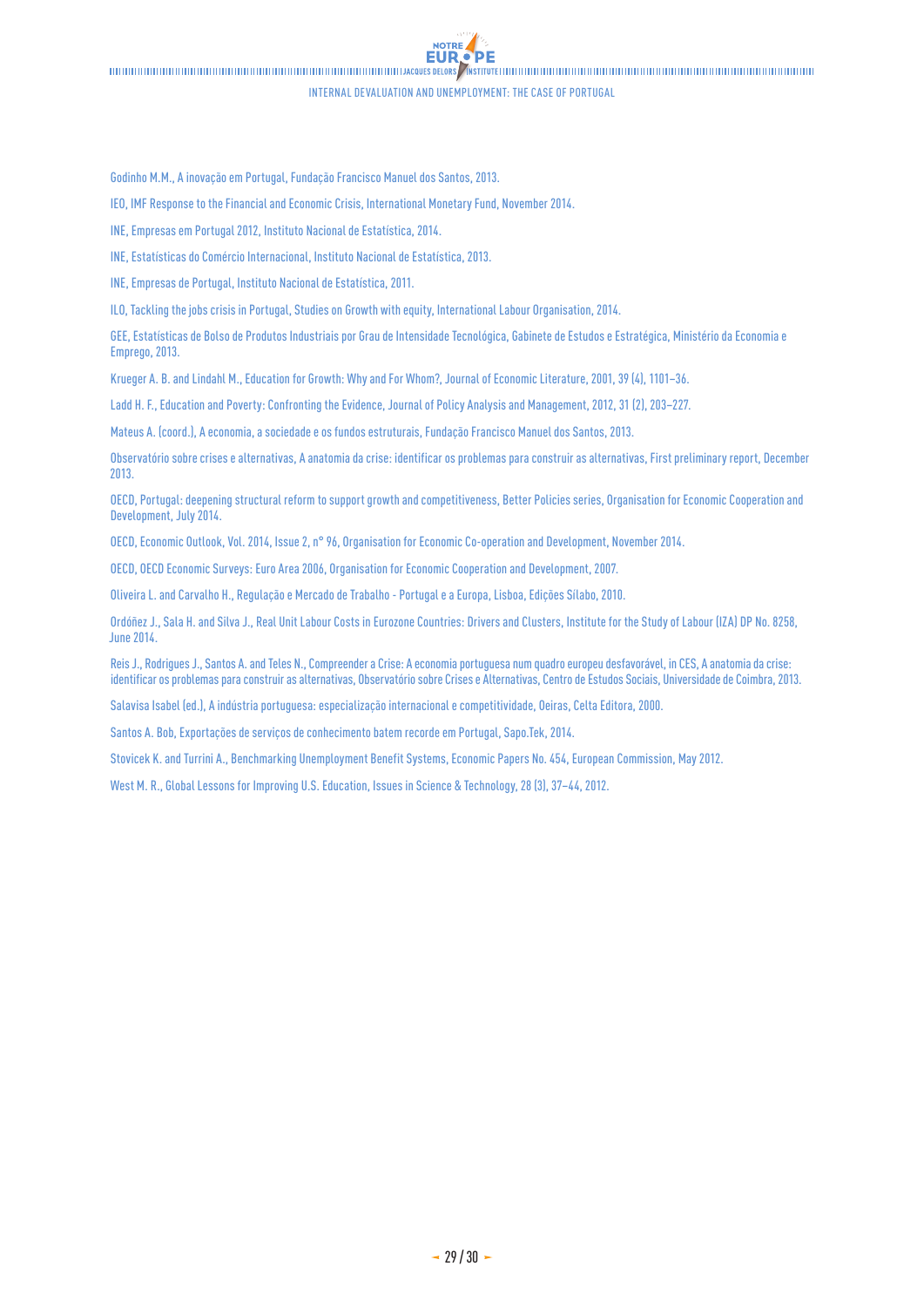Godinho M.M., A inovação em Portugal, Fundação Francisco Manuel dos Santos, 2013.

IEO, IMF Response to the Financial and Economic Crisis, International Monetary Fund, November 2014.

INE, Empresas em Portugal 2012, Instituto Nacional de Estatística, 2014.

INE, Estatísticas do Comércio Internacional, Instituto Nacional de Estatística, 2013.

INE, Empresas de Portugal, Instituto Nacional de Estatística, 2011.

ILO, Tackling the jobs crisis in Portugal, Studies on Growth with equity, International Labour Organisation, 2014.

GEE, Estatísticas de Bolso de Produtos Industriais por Grau de Intensidade Tecnológica, Gabinete de Estudos e Estratégica, Ministério da Economia e Emprego, 2013.

Krueger A. B. and Lindahl M., Education for Growth: Why and For Whom?, Journal of Economic Literature, 2001, 39 (4), 1101–36.

Ladd H. F., Education and Poverty: Confronting the Evidence, Journal of Policy Analysis and Management, 2012, 31 (2), 203–227.

Mateus A. (coord.), A economia, a sociedade e os fundos estruturais, Fundação Francisco Manuel dos Santos, 2013.

Observatório sobre crises e alternativas, A anatomia da crise: identificar os problemas para construir as alternativas, First preliminary report, December 2013.

OECD, Portugal: deepening structural reform to support growth and competitiveness, Better Policies series, Organisation for Economic Cooperation and Development, July 2014.

OECD, Economic Outlook, Vol. 2014, Issue 2, n° 96, Organisation for Economic Co-operation and Development, November 2014.

OECD, OECD Economic Surveys: Euro Area 2006, Organisation for Economic Cooperation and Development, 2007.

Oliveira L. and Carvalho H., Regulação e Mercado de Trabalho - Portugal e a Europa, Lisboa, Edições Sílabo, 2010.

Ordóñez J., Sala H. and Silva J., Real Unit Labour Costs in Eurozone Countries: Drivers and Clusters, Institute for the Study of Labour (IZA) DP No. 8258, June 2014.

Reis J., Rodrigues J., Santos A. and Teles N., Compreender a Crise: A economia portuguesa num quadro europeu desfavorável, in CES, A anatomia da crise: identificar os problemas para construir as alternativas, Observatório sobre Crises e Alternativas, Centro de Estudos Sociais, Universidade de Coimbra, 2013.

Salavisa Isabel (ed.), A indústria portuguesa: especialização internacional e competitividade, Oeiras, Celta Editora, 2000.

Santos A. Bob, Exportações de serviços de conhecimento batem recorde em Portugal, Sapo.Tek, 2014.

Stovicek K. and Turrini A., Benchmarking Unemployment Benefit Systems, Economic Papers No. 454, European Commission, May 2012.

West M. R., Global Lessons for Improving U.S. Education, Issues in Science & Technology, 28 (3), 37–44, 2012.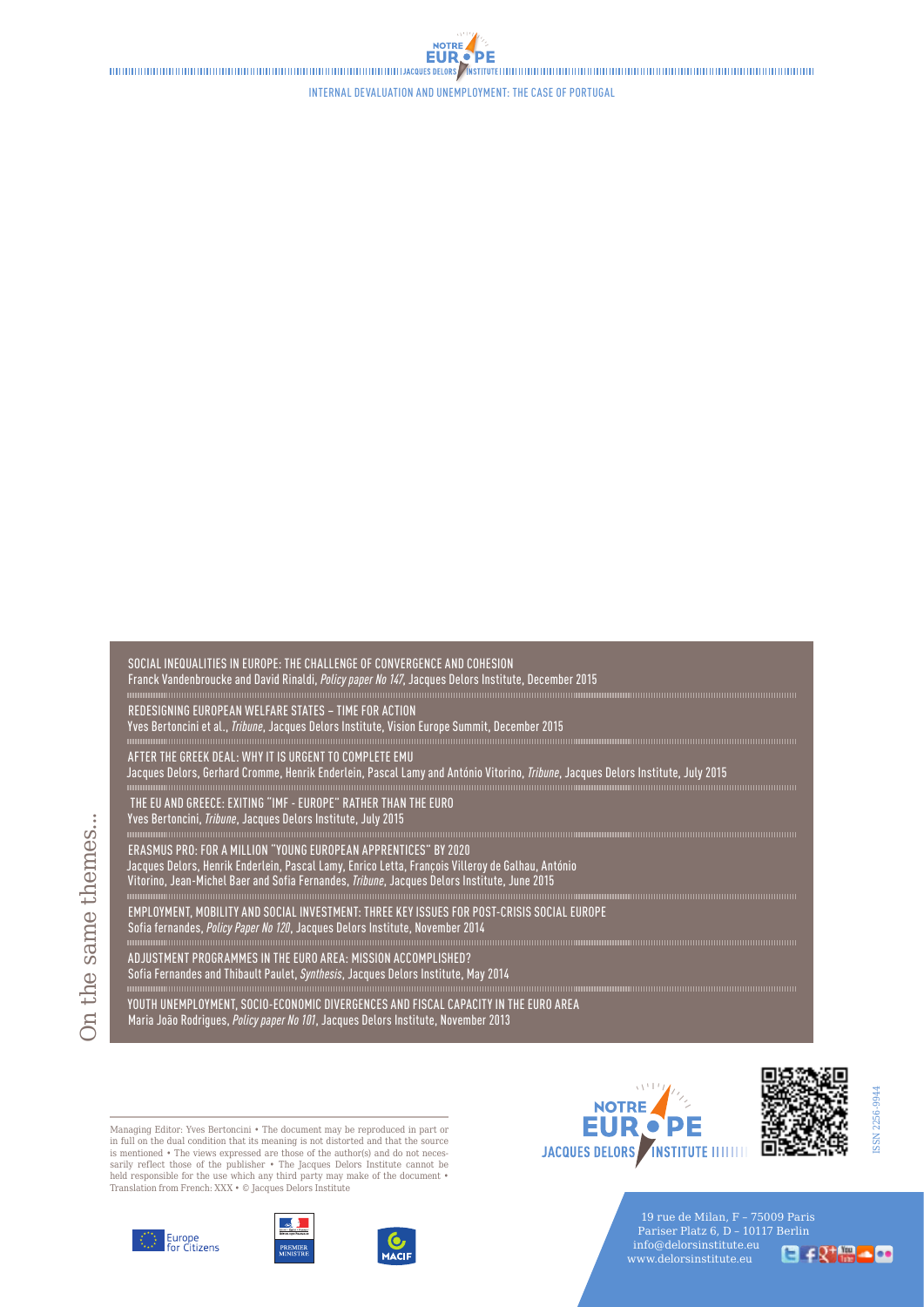## On the same themes...

SOCIAL INEQUALITIES IN EUROPE: THE CHALLENGE OF CONVERGENCE AND COHESION
Franck Vandenbroucke and David Rinaldi, *Policy paper No 147*, Jacques Delors Institute, December 2015

REDESIGNING EUROPEAN WELFARE STATES – TIME FOR ACTION
Yves Bertoncini et al., *Tribune*, Jacques Delors Institute, Vision Europe Summit, December 2015

AFTER THE GREEK DEAL: WHY IT IS URGENT TO COMPLETE EMU
Jacques Delors, Gerhard Cromme, Henrik Enderlein, Pascal Lamy and António Vitorino, *Tribune*, Jacques Delors Institute, July 2015

THE EU AND GREECE: EXITING "IMF - EUROPE" RATHER THAN THE EURO
Yves Bertoncini, *Tribune*, Jacques Delors Institute, July 2015

ERASMUS PRO: FOR A MILLION "YOUNG EUROPEAN APPRENTICES" BY 2020
Jacques Delors, Henrik Enderlein, Pascal Lamy, Enrico Letta, François Villeroy de Galhau, António Vitorino, Jean-Michel Baer and Sofia Fernandes, *Tribune*, Jacques Delors Institute, June 2015

EMPLOYMENT, MOBILITY AND SOCIAL INVESTMENT: THREE KEY ISSUES FOR POST-CRISIS SOCIAL EUROPE
Sofia fernandes, *Policy Paper No 120*, Jacques Delors Institute, November 2014

ADJUSTMENT PROGRAMMES IN THE EURO AREA: MISSION ACCOMPLISHED?
Sofia Fernandes and Thibault Paulet, *Synthesis*, Jacques Delors Institute, May 2014

YOUTH UNEMPLOYMENT, SOCIO-ECONOMIC DIVERGENCES AND FISCAL CAPACITY IN THE EURO AREA
Maria João Rodrigues, *Policy paper No 101*, Jacques Delors Institute, November 2013

Managing Editor: Yves Bertoncini • The document may be reproduced in part or in full on the dual condition that its meaning is not distorted and that the source is mentioned • The views expressed are those of the author(s) and do not necessarily reflect those of the publisher • The Jacques Delors Institute cannot be held responsible for the use which any third party may make of the document • Translation from French: XXX • © Jacques Delors Institute

ISSN 2256-9944

19 rue de Milan, F – 75009 Paris
Pariser Platz 6, D – 10117 Berlin
info@delorsinstitute.eu
www.delorsinstitute.eu